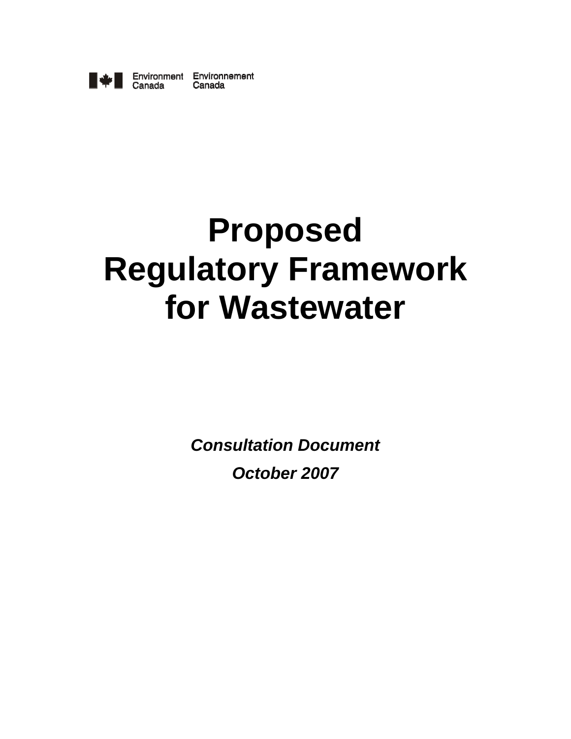Environment Canada Environnement Canada

# Proposed Regulatory Framework for Wastewater

***Consultation Document***

***October 2007***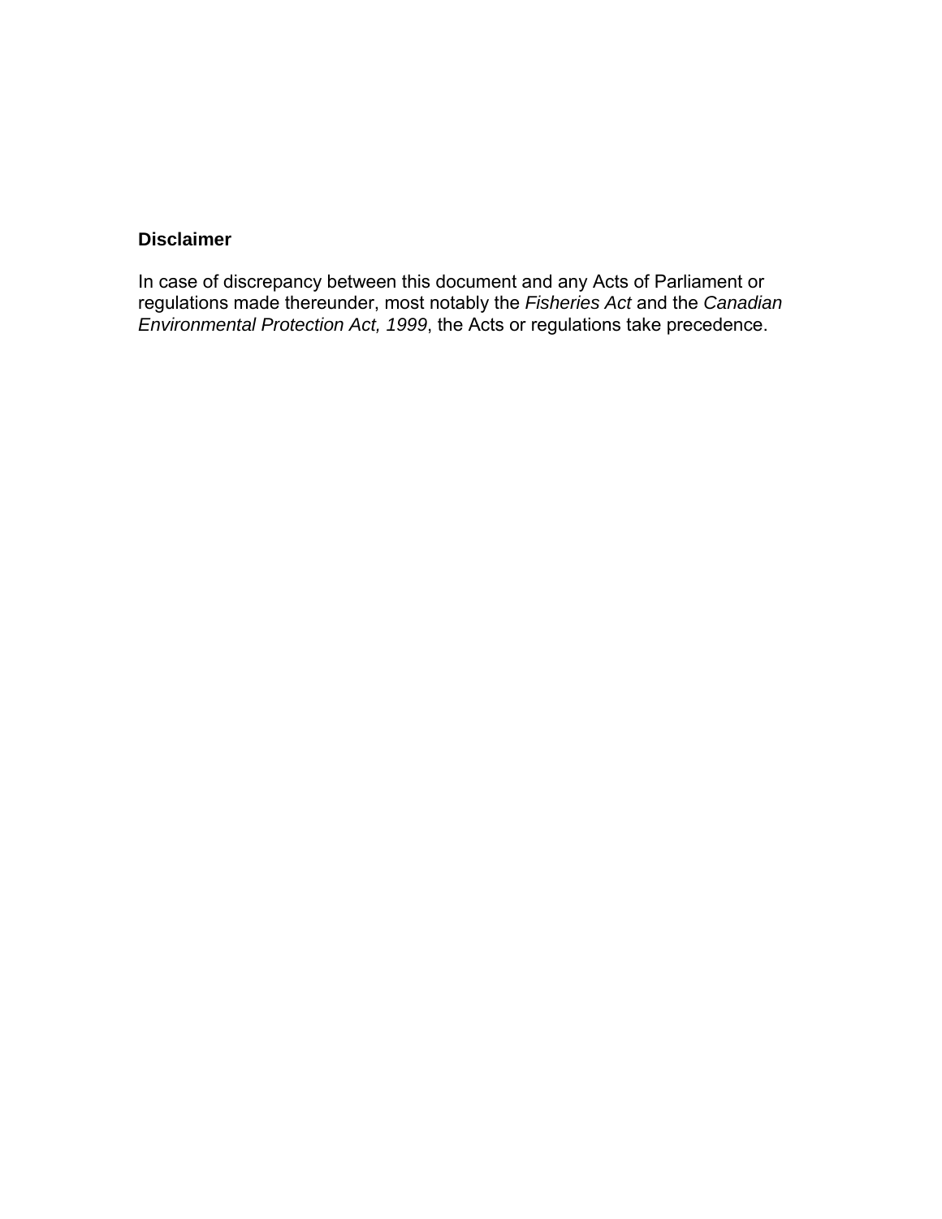**Disclaimer**

In case of discrepancy between this document and any Acts of Parliament or regulations made thereunder, most notably the *Fisheries Act* and the *Canadian Environmental Protection Act, 1999*, the Acts or regulations take precedence.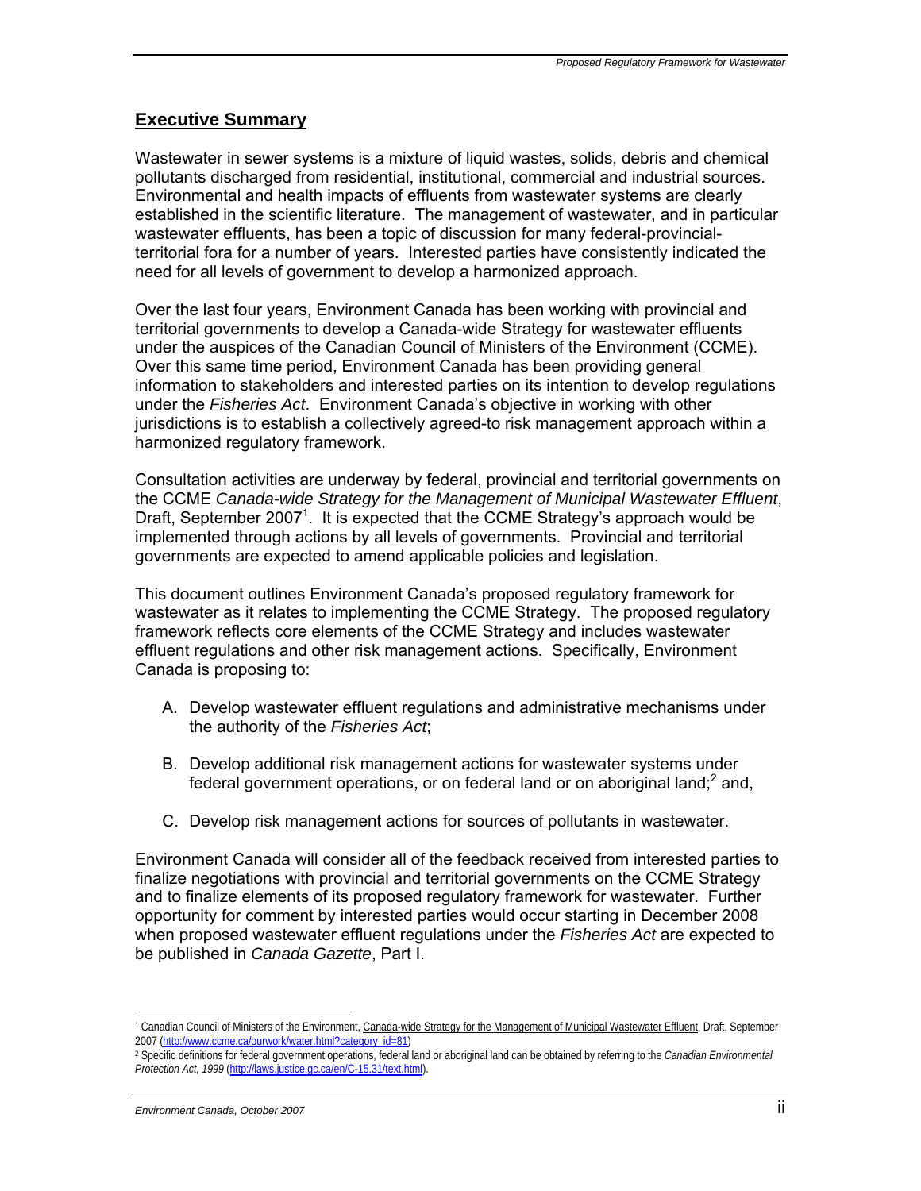## Executive Summary

Wastewater in sewer systems is a mixture of liquid wastes, solids, debris and chemical pollutants discharged from residential, institutional, commercial and industrial sources. Environmental and health impacts of effluents from wastewater systems are clearly established in the scientific literature. The management of wastewater, and in particular wastewater effluents, has been a topic of discussion for many federal-provincial-territorial fora for a number of years. Interested parties have consistently indicated the need for all levels of government to develop a harmonized approach.

Over the last four years, Environment Canada has been working with provincial and territorial governments to develop a Canada-wide Strategy for wastewater effluents under the auspices of the Canadian Council of Ministers of the Environment (CCME). Over this same time period, Environment Canada has been providing general information to stakeholders and interested parties on its intention to develop regulations under the *Fisheries Act*. Environment Canada's objective in working with other jurisdictions is to establish a collectively agreed-to risk management approach within a harmonized regulatory framework.

Consultation activities are underway by federal, provincial and territorial governments on the CCME *Canada-wide Strategy for the Management of Municipal Wastewater Effluent*, Draft, September 2007[1]. It is expected that the CCME Strategy's approach would be implemented through actions by all levels of governments. Provincial and territorial governments are expected to amend applicable policies and legislation.

This document outlines Environment Canada's proposed regulatory framework for wastewater as it relates to implementing the CCME Strategy. The proposed regulatory framework reflects core elements of the CCME Strategy and includes wastewater effluent regulations and other risk management actions. Specifically, Environment Canada is proposing to:

A. Develop wastewater effluent regulations and administrative mechanisms under the authority of the *Fisheries Act*;

B. Develop additional risk management actions for wastewater systems under federal government operations, or on federal land or on aboriginal land;[2] and,

C. Develop risk management actions for sources of pollutants in wastewater.

Environment Canada will consider all of the feedback received from interested parties to finalize negotiations with provincial and territorial governments on the CCME Strategy and to finalize elements of its proposed regulatory framework for wastewater. Further opportunity for comment by interested parties would occur starting in December 2008 when proposed wastewater effluent regulations under the *Fisheries Act* are expected to be published in *Canada Gazette*, Part I.

---

[1] Canadian Council of Ministers of the Environment, Canada-wide Strategy for the Management of Municipal Wastewater Effluent, Draft, September 2007 (http://www.ccme.ca/ourwork/water.html?category_id=81)

[2] Specific definitions for federal government operations, federal land or aboriginal land can be obtained by referring to the *Canadian Environmental Protection Act, 1999* (http://laws.justice.gc.ca/en/C-15.31/text.html).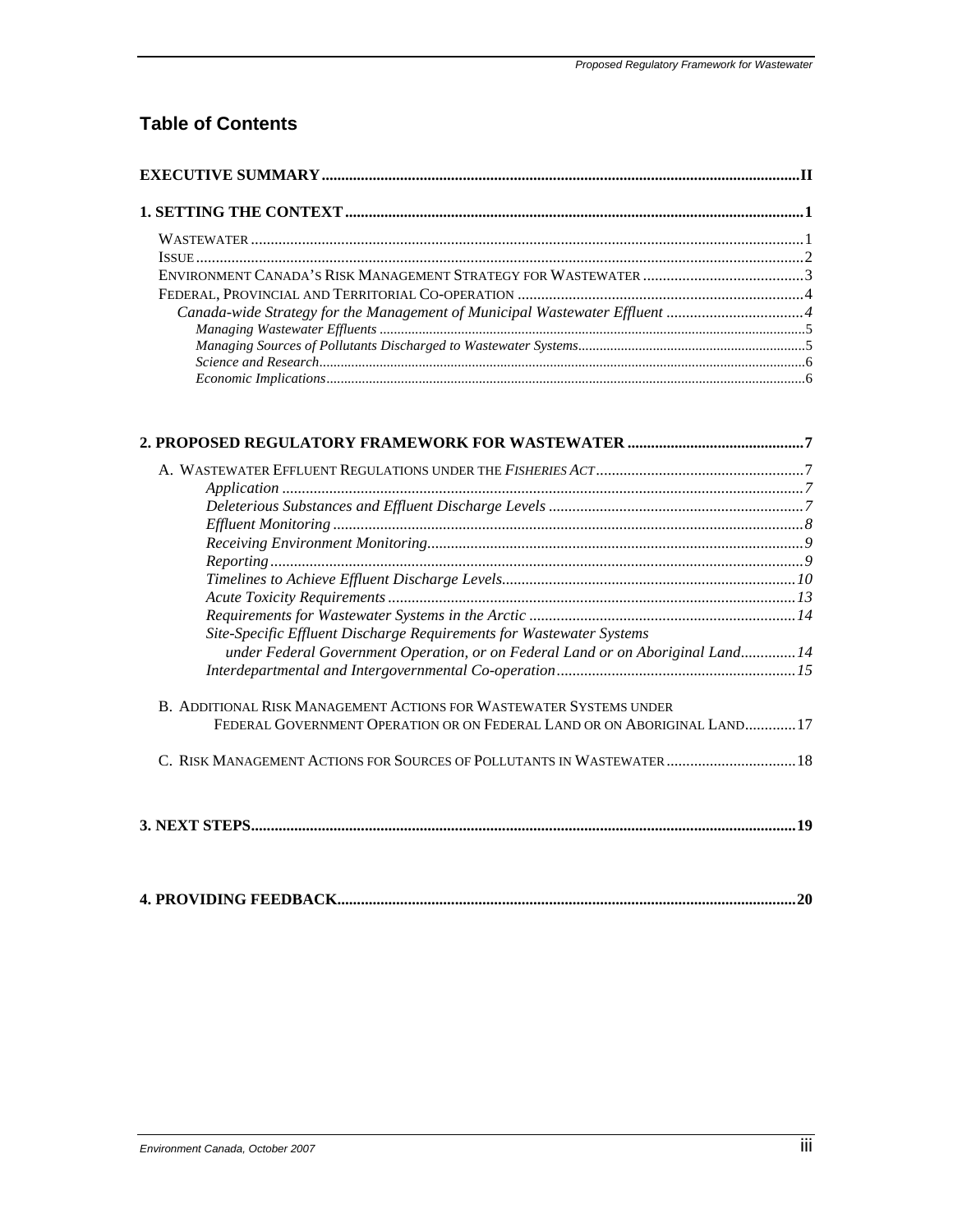## Table of Contents

**EXECUTIVE SUMMARY** ........ II

**1. SETTING THE CONTEXT** ........ 1

- Wastewater ........ 1
- Issue ........ 2
- Environment Canada's Risk Management Strategy for Wastewater ........ 3
- Federal, Provincial and Territorial Co-operation ........ 4
  - *Canada-wide Strategy for the Management of Municipal Wastewater Effluent* ........ 4
    - *Managing Wastewater Effluents* ........ 5
    - *Managing Sources of Pollutants Discharged to Wastewater Systems* ........ 5
    - *Science and Research* ........ 6
    - *Economic Implications* ........ 6

**2. PROPOSED REGULATORY FRAMEWORK FOR WASTEWATER** ........ 7

- A. Wastewater Effluent Regulations under the *Fisheries Act* ........ 7
  - *Application* ........ 7
  - *Deleterious Substances and Effluent Discharge Levels* ........ 7
  - *Effluent Monitoring* ........ 8
  - *Receiving Environment Monitoring* ........ 9
  - *Reporting* ........ 9
  - *Timelines to Achieve Effluent Discharge Levels* ........ 10
  - *Acute Toxicity Requirements* ........ 13
  - *Requirements for Wastewater Systems in the Arctic* ........ 14
  - *Site-Specific Effluent Discharge Requirements for Wastewater Systems under Federal Government Operation, or on Federal Land or on Aboriginal Land* ........ 14
  - *Interdepartmental and Intergovernmental Co-operation* ........ 15
- B. Additional Risk Management Actions for Wastewater Systems under Federal Government Operation or on Federal Land or on Aboriginal Land ........ 17
- C. Risk Management Actions for Sources of Pollutants in Wastewater ........ 18

**3. NEXT STEPS** ........ 19

**4. PROVIDING FEEDBACK** ........ 20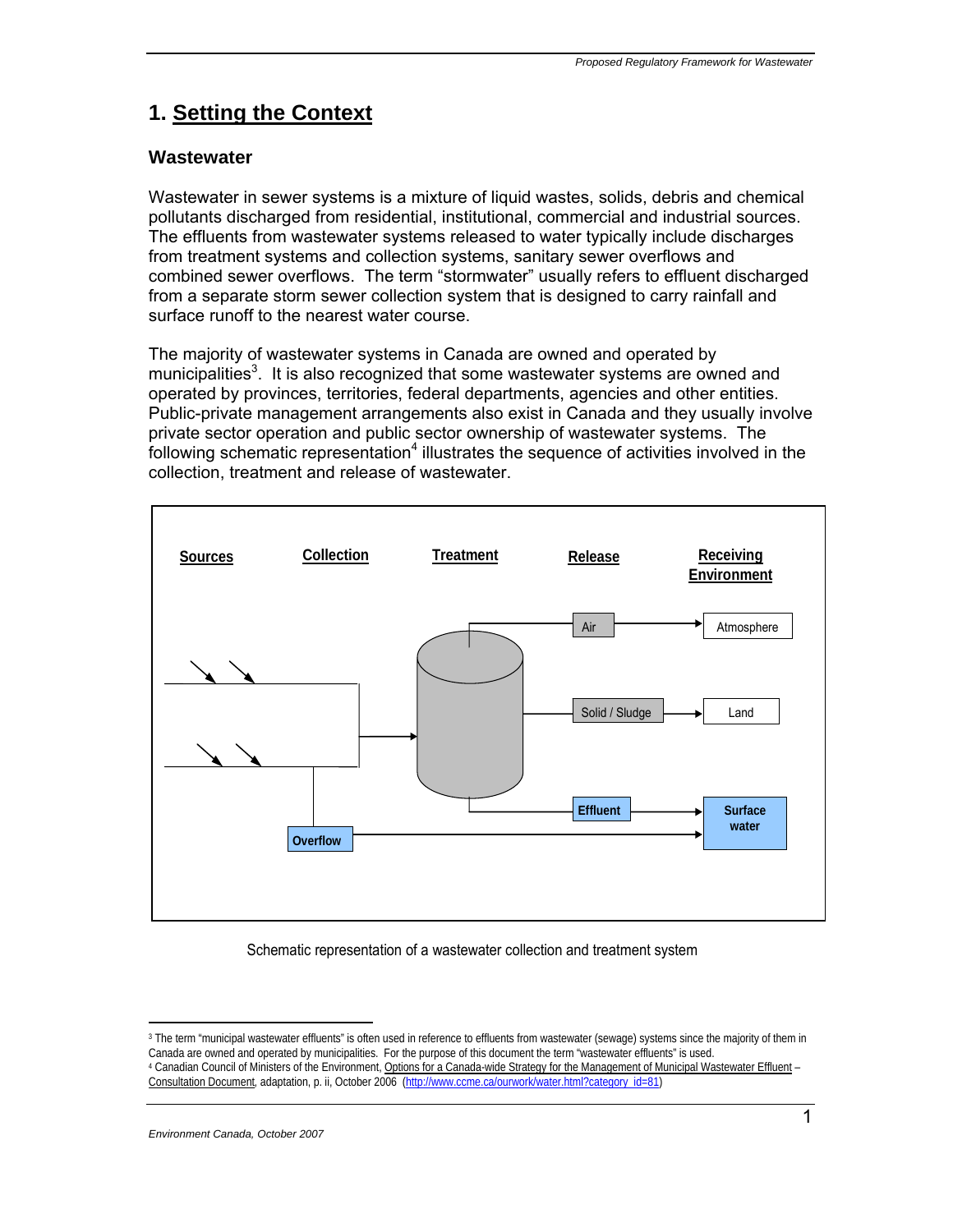# 1. Setting the Context

## Wastewater

Wastewater in sewer systems is a mixture of liquid wastes, solids, debris and chemical pollutants discharged from residential, institutional, commercial and industrial sources. The effluents from wastewater systems released to water typically include discharges from treatment systems and collection systems, sanitary sewer overflows and combined sewer overflows. The term “stormwater” usually refers to effluent discharged from a separate storm sewer collection system that is designed to carry rainfall and surface runoff to the nearest water course.

The majority of wastewater systems in Canada are owned and operated by municipalities[3]. It is also recognized that some wastewater systems are owned and operated by provinces, territories, federal departments, agencies and other entities. Public-private management arrangements also exist in Canada and they usually involve private sector operation and public sector ownership of wastewater systems. The following schematic representation[4] illustrates the sequence of activities involved in the collection, treatment and release of wastewater.

Sources | Collection | Treatment | Release | Receiving Environment

Air → Atmosphere

Solid / Sludge → Land

Effluent → Surface water

Overflow → Surface water

Schematic representation of a wastewater collection and treatment system

---

[3] The term “municipal wastewater effluents” is often used in reference to effluents from wastewater (sewage) systems since the majority of them in Canada are owned and operated by municipalities. For the purpose of this document the term “wastewater effluents” is used.

[4] Canadian Council of Ministers of the Environment, Options for a Canada-wide Strategy for the Management of Municipal Wastewater Effluent – Consultation Document, adaptation, p. ii, October 2006 (http://www.ccme.ca/ourwork/water.html?category_id=81)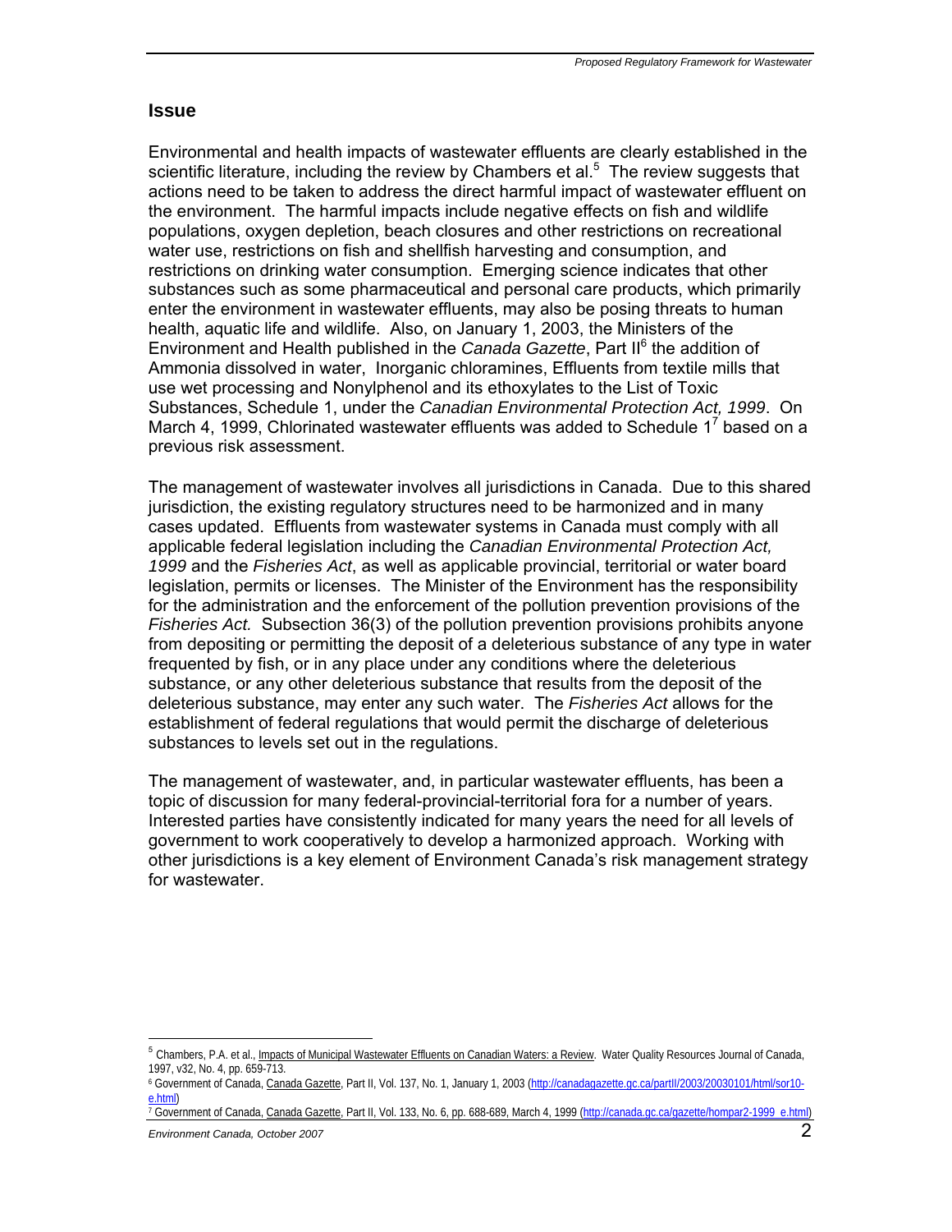## Issue

Environmental and health impacts of wastewater effluents are clearly established in the scientific literature, including the review by Chambers et al.[5] The review suggests that actions need to be taken to address the direct harmful impact of wastewater effluent on the environment. The harmful impacts include negative effects on fish and wildlife populations, oxygen depletion, beach closures and other restrictions on recreational water use, restrictions on fish and shellfish harvesting and consumption, and restrictions on drinking water consumption. Emerging science indicates that other substances such as some pharmaceutical and personal care products, which primarily enter the environment in wastewater effluents, may also be posing threats to human health, aquatic life and wildlife. Also, on January 1, 2003, the Ministers of the Environment and Health published in the *Canada Gazette*, Part II[6] the addition of Ammonia dissolved in water, Inorganic chloramines, Effluents from textile mills that use wet processing and Nonylphenol and its ethoxylates to the List of Toxic Substances, Schedule 1, under the *Canadian Environmental Protection Act, 1999*. On March 4, 1999, Chlorinated wastewater effluents was added to Schedule 1[7] based on a previous risk assessment.

The management of wastewater involves all jurisdictions in Canada. Due to this shared jurisdiction, the existing regulatory structures need to be harmonized and in many cases updated. Effluents from wastewater systems in Canada must comply with all applicable federal legislation including the *Canadian Environmental Protection Act, 1999* and the *Fisheries Act*, as well as applicable provincial, territorial or water board legislation, permits or licenses. The Minister of the Environment has the responsibility for the administration and the enforcement of the pollution prevention provisions of the *Fisheries Act.* Subsection 36(3) of the pollution prevention provisions prohibits anyone from depositing or permitting the deposit of a deleterious substance of any type in water frequented by fish, or in any place under any conditions where the deleterious substance, or any other deleterious substance that results from the deposit of the deleterious substance, may enter any such water. The *Fisheries Act* allows for the establishment of federal regulations that would permit the discharge of deleterious substances to levels set out in the regulations.

The management of wastewater, and, in particular wastewater effluents, has been a topic of discussion for many federal-provincial-territorial fora for a number of years. Interested parties have consistently indicated for many years the need for all levels of government to work cooperatively to develop a harmonized approach. Working with other jurisdictions is a key element of Environment Canada's risk management strategy for wastewater.

---

[5] Chambers, P.A. et al., Impacts of Municipal Wastewater Effluents on Canadian Waters: a Review. Water Quality Resources Journal of Canada, 1997, v32, No. 4, pp. 659-713.

[6] Government of Canada, Canada Gazette, Part II, Vol. 137, No. 1, January 1, 2003 (http://canadagazette.gc.ca/partII/2003/20030101/html/sor10-e.html)

[7] Government of Canada, Canada Gazette, Part II, Vol. 133, No. 6, pp. 688-689, March 4, 1999 (http://canada.gc.ca/gazette/hompar2-1999_e.html)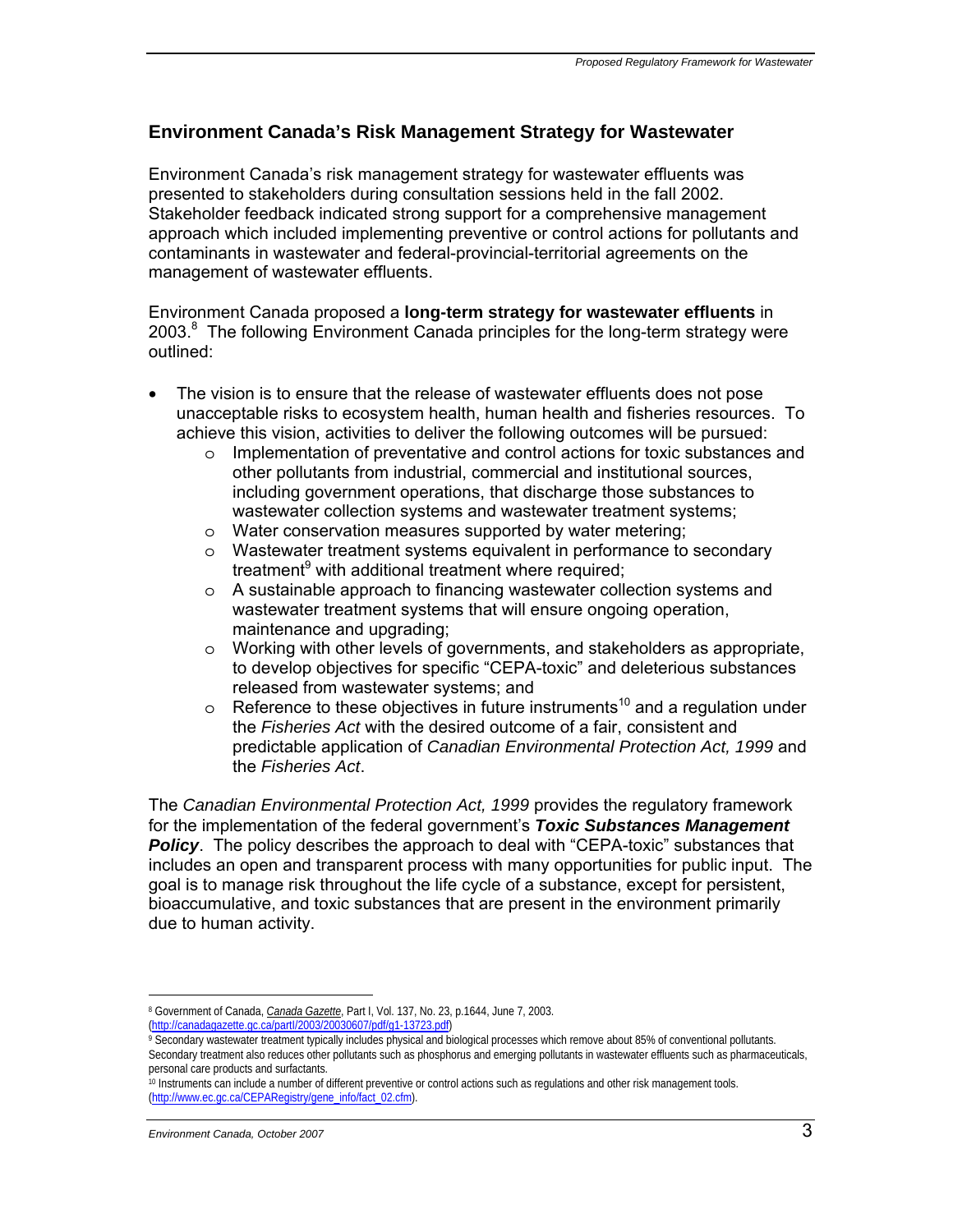## Environment Canada's Risk Management Strategy for Wastewater

Environment Canada's risk management strategy for wastewater effluents was presented to stakeholders during consultation sessions held in the fall 2002. Stakeholder feedback indicated strong support for a comprehensive management approach which included implementing preventive or control actions for pollutants and contaminants in wastewater and federal-provincial-territorial agreements on the management of wastewater effluents.

Environment Canada proposed a **long-term strategy for wastewater effluents** in 2003.[8] The following Environment Canada principles for the long-term strategy were outlined:

- The vision is to ensure that the release of wastewater effluents does not pose unacceptable risks to ecosystem health, human health and fisheries resources. To achieve this vision, activities to deliver the following outcomes will be pursued:
  - Implementation of preventative and control actions for toxic substances and other pollutants from industrial, commercial and institutional sources, including government operations, that discharge those substances to wastewater collection systems and wastewater treatment systems;
  - Water conservation measures supported by water metering;
  - Wastewater treatment systems equivalent in performance to secondary treatment[9] with additional treatment where required;
  - A sustainable approach to financing wastewater collection systems and wastewater treatment systems that will ensure ongoing operation, maintenance and upgrading;
  - Working with other levels of governments, and stakeholders as appropriate, to develop objectives for specific "CEPA-toxic" and deleterious substances released from wastewater systems; and
  - Reference to these objectives in future instruments[10] and a regulation under the *Fisheries Act* with the desired outcome of a fair, consistent and predictable application of *Canadian Environmental Protection Act, 1999* and the *Fisheries Act*.

The *Canadian Environmental Protection Act, 1999* provides the regulatory framework for the implementation of the federal government's ***Toxic Substances Management Policy***. The policy describes the approach to deal with "CEPA-toxic" substances that includes an open and transparent process with many opportunities for public input. The goal is to manage risk throughout the life cycle of a substance, except for persistent, bioaccumulative, and toxic substances that are present in the environment primarily due to human activity.

---

[8] Government of Canada, *Canada Gazette*, Part I, Vol. 137, No. 23, p.1644, June 7, 2003. (http://canadagazette.gc.ca/partI/2003/20030607/pdf/g1-13723.pdf)

[9] Secondary wastewater treatment typically includes physical and biological processes which remove about 85% of conventional pollutants. Secondary treatment also reduces other pollutants such as phosphorus and emerging pollutants in wastewater effluents such as pharmaceuticals, personal care products and surfactants.

[10] Instruments can include a number of different preventive or control actions such as regulations and other risk management tools. (http://www.ec.gc.ca/CEPARegistry/gene_info/fact_02.cfm).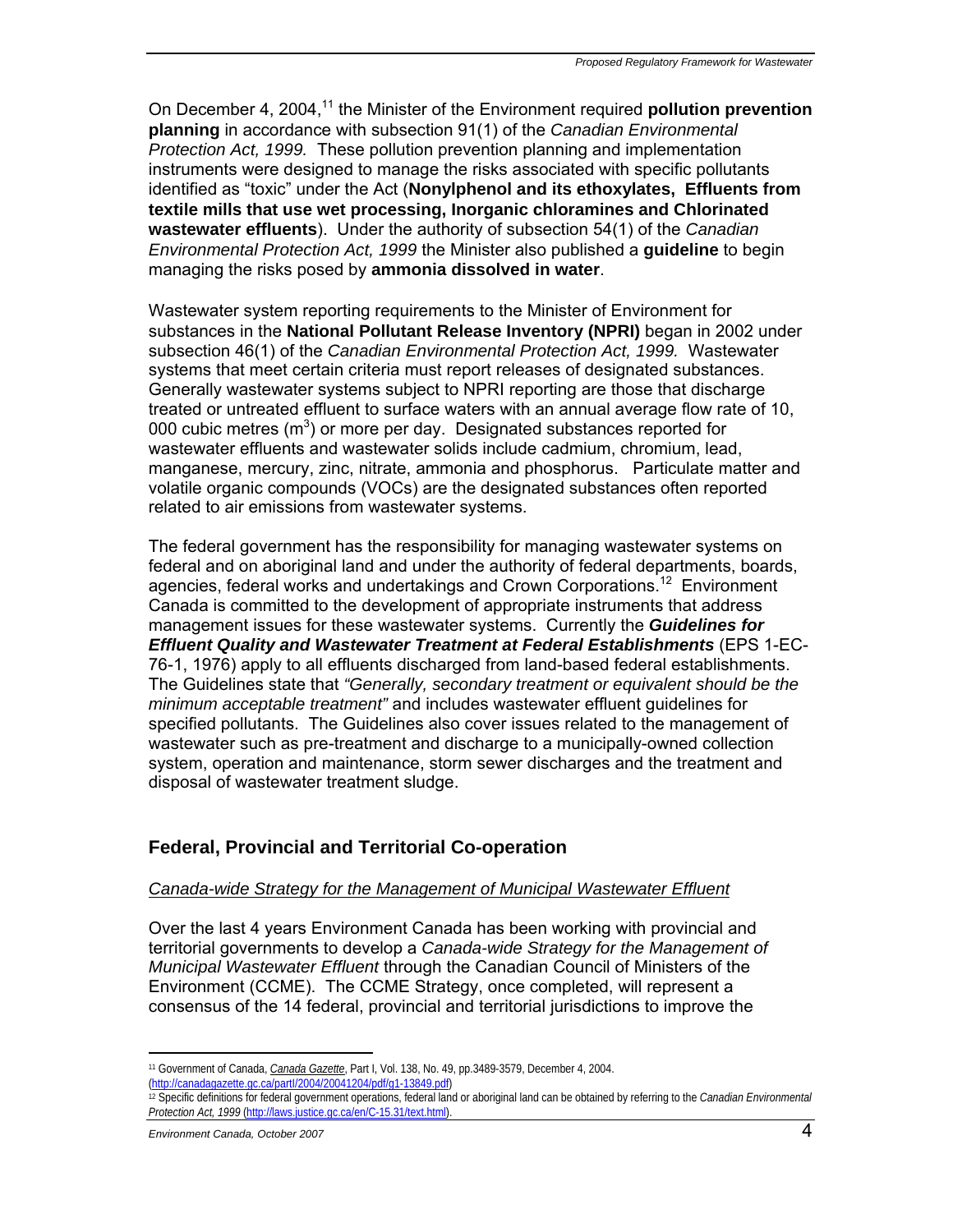On December 4, 2004,[11] the Minister of the Environment required **pollution prevention planning** in accordance with subsection 91(1) of the *Canadian Environmental Protection Act, 1999.* These pollution prevention planning and implementation instruments were designed to manage the risks associated with specific pollutants identified as "toxic" under the Act (**Nonylphenol and its ethoxylates, Effluents from textile mills that use wet processing, Inorganic chloramines and Chlorinated wastewater effluents**). Under the authority of subsection 54(1) of the *Canadian Environmental Protection Act, 1999* the Minister also published a **guideline** to begin managing the risks posed by **ammonia dissolved in water**.

Wastewater system reporting requirements to the Minister of Environment for substances in the **National Pollutant Release Inventory (NPRI)** began in 2002 under subsection 46(1) of the *Canadian Environmental Protection Act, 1999.* Wastewater systems that meet certain criteria must report releases of designated substances. Generally wastewater systems subject to NPRI reporting are those that discharge treated or untreated effluent to surface waters with an annual average flow rate of 10, 000 cubic metres ($m^3$) or more per day. Designated substances reported for wastewater effluents and wastewater solids include cadmium, chromium, lead, manganese, mercury, zinc, nitrate, ammonia and phosphorus. Particulate matter and volatile organic compounds (VOCs) are the designated substances often reported related to air emissions from wastewater systems.

The federal government has the responsibility for managing wastewater systems on federal and on aboriginal land and under the authority of federal departments, boards, agencies, federal works and undertakings and Crown Corporations.[12] Environment Canada is committed to the development of appropriate instruments that address management issues for these wastewater systems. Currently the ***Guidelines for Effluent Quality and Wastewater Treatment at Federal Establishments*** (EPS 1-EC-76-1, 1976) apply to all effluents discharged from land-based federal establishments. The Guidelines state that *"Generally, secondary treatment or equivalent should be the minimum acceptable treatment"* and includes wastewater effluent guidelines for specified pollutants. The Guidelines also cover issues related to the management of wastewater such as pre-treatment and discharge to a municipally-owned collection system, operation and maintenance, storm sewer discharges and the treatment and disposal of wastewater treatment sludge.

## Federal, Provincial and Territorial Co-operation

*Canada-wide Strategy for the Management of Municipal Wastewater Effluent*

Over the last 4 years Environment Canada has been working with provincial and territorial governments to develop a *Canada-wide Strategy for the Management of Municipal Wastewater Effluent* through the Canadian Council of Ministers of the Environment (CCME). The CCME Strategy, once completed, will represent a consensus of the 14 federal, provincial and territorial jurisdictions to improve the

---

[11] Government of Canada, *Canada Gazette*, Part I, Vol. 138, No. 49, pp.3489-3579, December 4, 2004. (http://canadagazette.gc.ca/partI/2004/20041204/pdf/g1-13849.pdf)

[12] Specific definitions for federal government operations, federal land or aboriginal land can be obtained by referring to the *Canadian Environmental Protection Act, 1999* (http://laws.justice.gc.ca/en/C-15.31/text.html).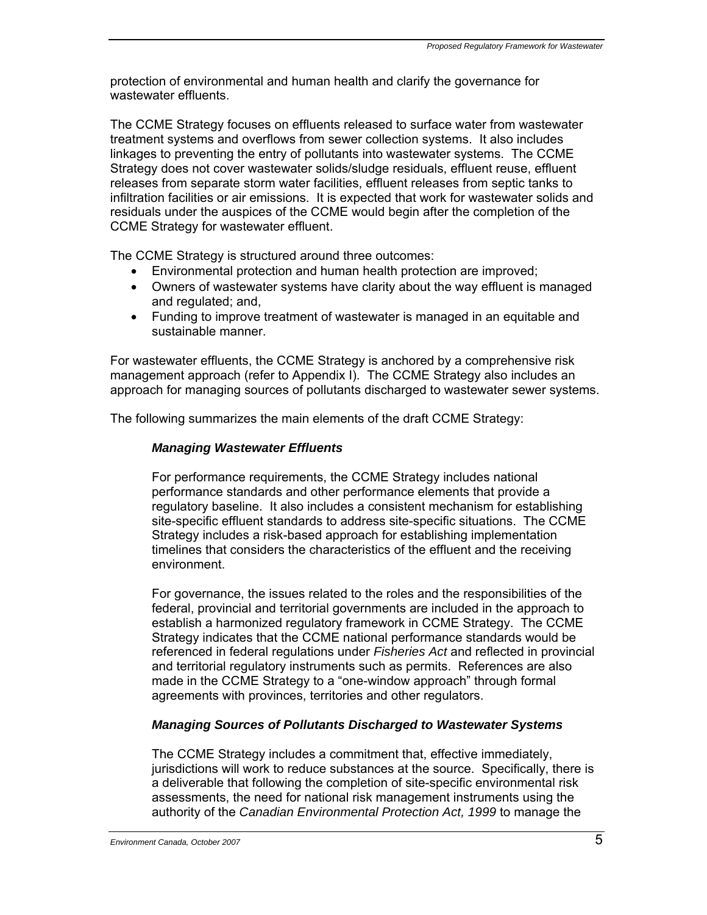protection of environmental and human health and clarify the governance for wastewater effluents.

The CCME Strategy focuses on effluents released to surface water from wastewater treatment systems and overflows from sewer collection systems. It also includes linkages to preventing the entry of pollutants into wastewater systems. The CCME Strategy does not cover wastewater solids/sludge residuals, effluent reuse, effluent releases from separate storm water facilities, effluent releases from septic tanks to infiltration facilities or air emissions. It is expected that work for wastewater solids and residuals under the auspices of the CCME would begin after the completion of the CCME Strategy for wastewater effluent.

The CCME Strategy is structured around three outcomes:

- Environmental protection and human health protection are improved;
- Owners of wastewater systems have clarity about the way effluent is managed and regulated; and,
- Funding to improve treatment of wastewater is managed in an equitable and sustainable manner.

For wastewater effluents, the CCME Strategy is anchored by a comprehensive risk management approach (refer to Appendix I). The CCME Strategy also includes an approach for managing sources of pollutants discharged to wastewater sewer systems.

The following summarizes the main elements of the draft CCME Strategy:

***Managing Wastewater Effluents***

For performance requirements, the CCME Strategy includes national performance standards and other performance elements that provide a regulatory baseline. It also includes a consistent mechanism for establishing site-specific effluent standards to address site-specific situations. The CCME Strategy includes a risk-based approach for establishing implementation timelines that considers the characteristics of the effluent and the receiving environment.

For governance, the issues related to the roles and the responsibilities of the federal, provincial and territorial governments are included in the approach to establish a harmonized regulatory framework in CCME Strategy. The CCME Strategy indicates that the CCME national performance standards would be referenced in federal regulations under *Fisheries Act* and reflected in provincial and territorial regulatory instruments such as permits. References are also made in the CCME Strategy to a "one-window approach" through formal agreements with provinces, territories and other regulators.

***Managing Sources of Pollutants Discharged to Wastewater Systems***

The CCME Strategy includes a commitment that, effective immediately, jurisdictions will work to reduce substances at the source. Specifically, there is a deliverable that following the completion of site-specific environmental risk assessments, the need for national risk management instruments using the authority of the *Canadian Environmental Protection Act, 1999* to manage the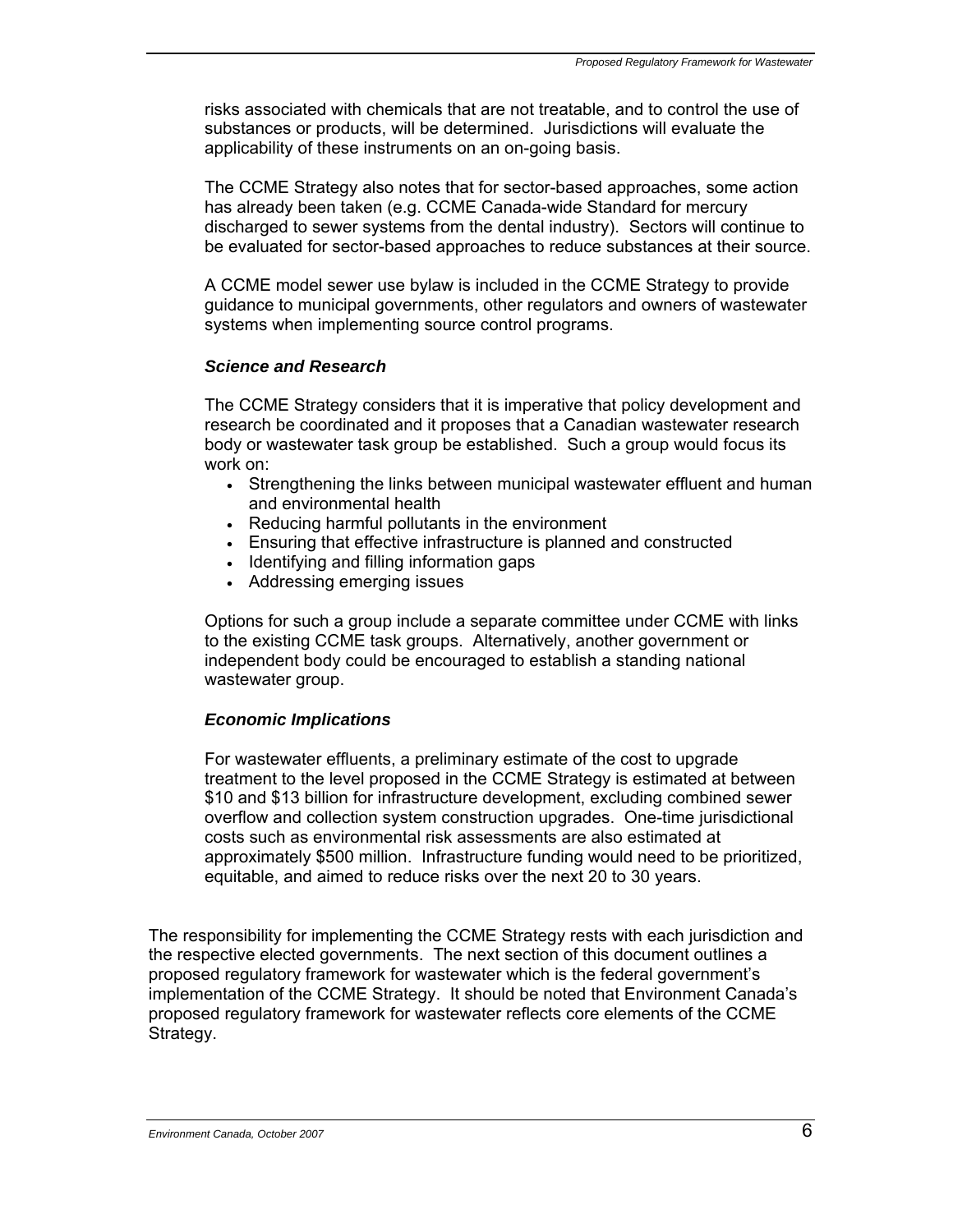risks associated with chemicals that are not treatable, and to control the use of substances or products, will be determined. Jurisdictions will evaluate the applicability of these instruments on an on-going basis.

The CCME Strategy also notes that for sector-based approaches, some action has already been taken (e.g. CCME Canada-wide Standard for mercury discharged to sewer systems from the dental industry). Sectors will continue to be evaluated for sector-based approaches to reduce substances at their source.

A CCME model sewer use bylaw is included in the CCME Strategy to provide guidance to municipal governments, other regulators and owners of wastewater systems when implementing source control programs.

***Science and Research***

The CCME Strategy considers that it is imperative that policy development and research be coordinated and it proposes that a Canadian wastewater research body or wastewater task group be established. Such a group would focus its work on:

- Strengthening the links between municipal wastewater effluent and human and environmental health
- Reducing harmful pollutants in the environment
- Ensuring that effective infrastructure is planned and constructed
- Identifying and filling information gaps
- Addressing emerging issues

Options for such a group include a separate committee under CCME with links to the existing CCME task groups. Alternatively, another government or independent body could be encouraged to establish a standing national wastewater group.

***Economic Implications***

For wastewater effluents, a preliminary estimate of the cost to upgrade treatment to the level proposed in the CCME Strategy is estimated at between $10 and $13 billion for infrastructure development, excluding combined sewer overflow and collection system construction upgrades. One-time jurisdictional costs such as environmental risk assessments are also estimated at approximately $500 million. Infrastructure funding would need to be prioritized, equitable, and aimed to reduce risks over the next 20 to 30 years.

The responsibility for implementing the CCME Strategy rests with each jurisdiction and the respective elected governments. The next section of this document outlines a proposed regulatory framework for wastewater which is the federal government's implementation of the CCME Strategy. It should be noted that Environment Canada's proposed regulatory framework for wastewater reflects core elements of the CCME Strategy.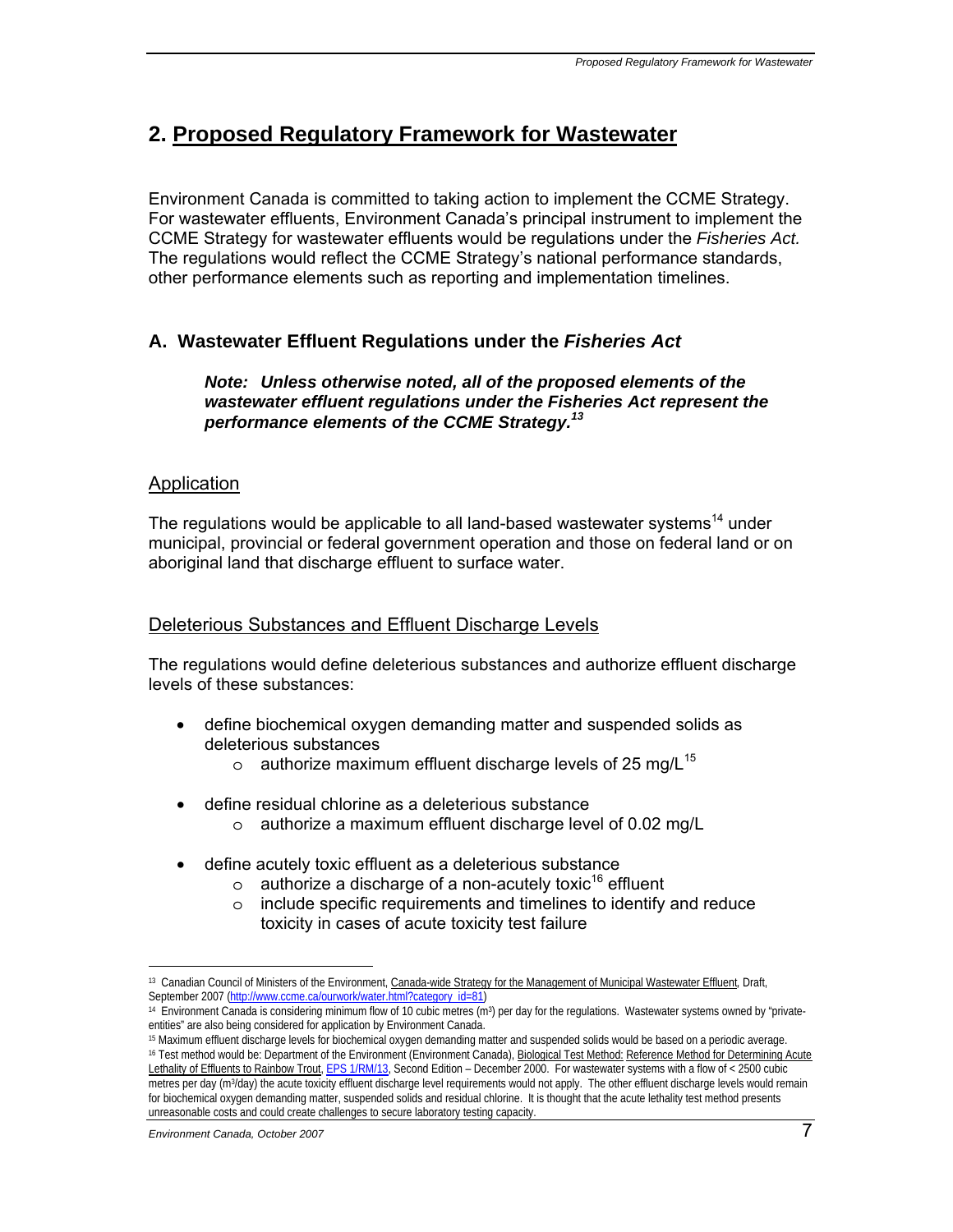# 2. Proposed Regulatory Framework for Wastewater

Environment Canada is committed to taking action to implement the CCME Strategy. For wastewater effluents, Environment Canada's principal instrument to implement the CCME Strategy for wastewater effluents would be regulations under the *Fisheries Act.* The regulations would reflect the CCME Strategy's national performance standards, other performance elements such as reporting and implementation timelines.

## A. Wastewater Effluent Regulations under the *Fisheries Act*

> ***Note: Unless otherwise noted, all of the proposed elements of the wastewater effluent regulations under the Fisheries Act represent the performance elements of the CCME Strategy.***[13]

### Application

The regulations would be applicable to all land-based wastewater systems[14] under municipal, provincial or federal government operation and those on federal land or on aboriginal land that discharge effluent to surface water.

### Deleterious Substances and Effluent Discharge Levels

The regulations would define deleterious substances and authorize effluent discharge levels of these substances:

- define biochemical oxygen demanding matter and suspended solids as deleterious substances
  - authorize maximum effluent discharge levels of 25 mg/L[15]
- define residual chlorine as a deleterious substance
  - authorize a maximum effluent discharge level of 0.02 mg/L
- define acutely toxic effluent as a deleterious substance
  - authorize a discharge of a non-acutely toxic[16] effluent
  - include specific requirements and timelines to identify and reduce toxicity in cases of acute toxicity test failure

---

[13] Canadian Council of Ministers of the Environment, Canada-wide Strategy for the Management of Municipal Wastewater Effluent, Draft, September 2007 (http://www.ccme.ca/ourwork/water.html?category_id=81)

[14] Environment Canada is considering minimum flow of 10 cubic metres ($m^3$) per day for the regulations. Wastewater systems owned by "private-entities" are also being considered for application by Environment Canada.

[15] Maximum effluent discharge levels for biochemical oxygen demanding matter and suspended solids would be based on a periodic average.

[16] Test method would be: Department of the Environment (Environment Canada), Biological Test Method: Reference Method for Determining Acute Lethality of Effluents to Rainbow Trout, EPS 1/RM/13, Second Edition – December 2000. For wastewater systems with a flow of < 2500 cubic metres per day ($m^3$/day) the acute toxicity effluent discharge level requirements would not apply. The other effluent discharge levels would remain for biochemical oxygen demanding matter, suspended solids and residual chlorine. It is thought that the acute lethality test method presents unreasonable costs and could create challenges to secure laboratory testing capacity.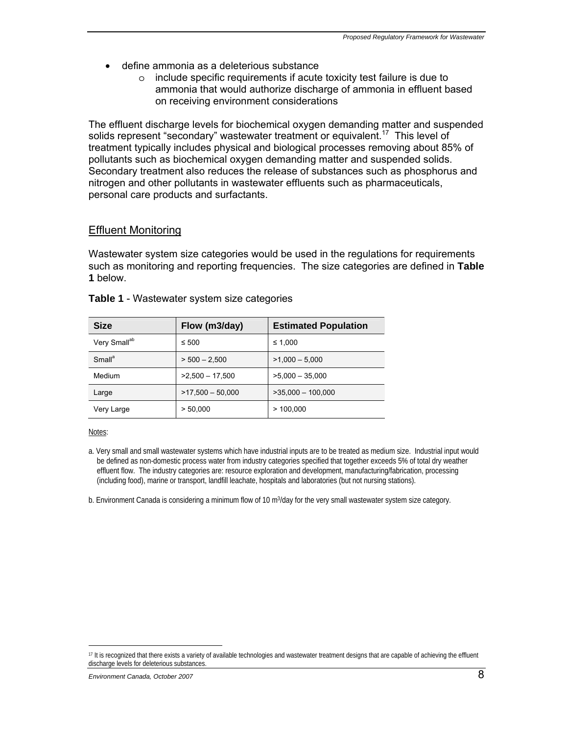- define ammonia as a deleterious substance
    - include specific requirements if acute toxicity test failure is due to ammonia that would authorize discharge of ammonia in effluent based on receiving environment considerations

The effluent discharge levels for biochemical oxygen demanding matter and suspended solids represent "secondary" wastewater treatment or equivalent.[17] This level of treatment typically includes physical and biological processes removing about 85% of pollutants such as biochemical oxygen demanding matter and suspended solids. Secondary treatment also reduces the release of substances such as phosphorus and nitrogen and other pollutants in wastewater effluents such as pharmaceuticals, personal care products and surfactants.

## Effluent Monitoring

Wastewater system size categories would be used in the regulations for requirements such as monitoring and reporting frequencies. The size categories are defined in **Table 1** below.

**Table 1** - Wastewater system size categories

| Size | Flow (m3/day) | Estimated Population |
|---|---|---|
| Very Small[ab] | ≤ 500 | ≤ 1,000 |
| Small[a] | > 500 – 2,500 | >1,000 – 5,000 |
| Medium | >2,500 – 17,500 | >5,000 – 35,000 |
| Large | >17,500 – 50,000 | >35,000 – 100,000 |
| Very Large | > 50,000 | > 100,000 |

Notes:

a. Very small and small wastewater systems which have industrial inputs are to be treated as medium size. Industrial input would be defined as non-domestic process water from industry categories specified that together exceeds 5% of total dry weather effluent flow. The industry categories are: resource exploration and development, manufacturing/fabrication, processing (including food), marine or transport, landfill leachate, hospitals and laboratories (but not nursing stations).

b. Environment Canada is considering a minimum flow of 10 $m^3$/day for the very small wastewater system size category.

[17] It is recognized that there exists a variety of available technologies and wastewater treatment designs that are capable of achieving the effluent discharge levels for deleterious substances.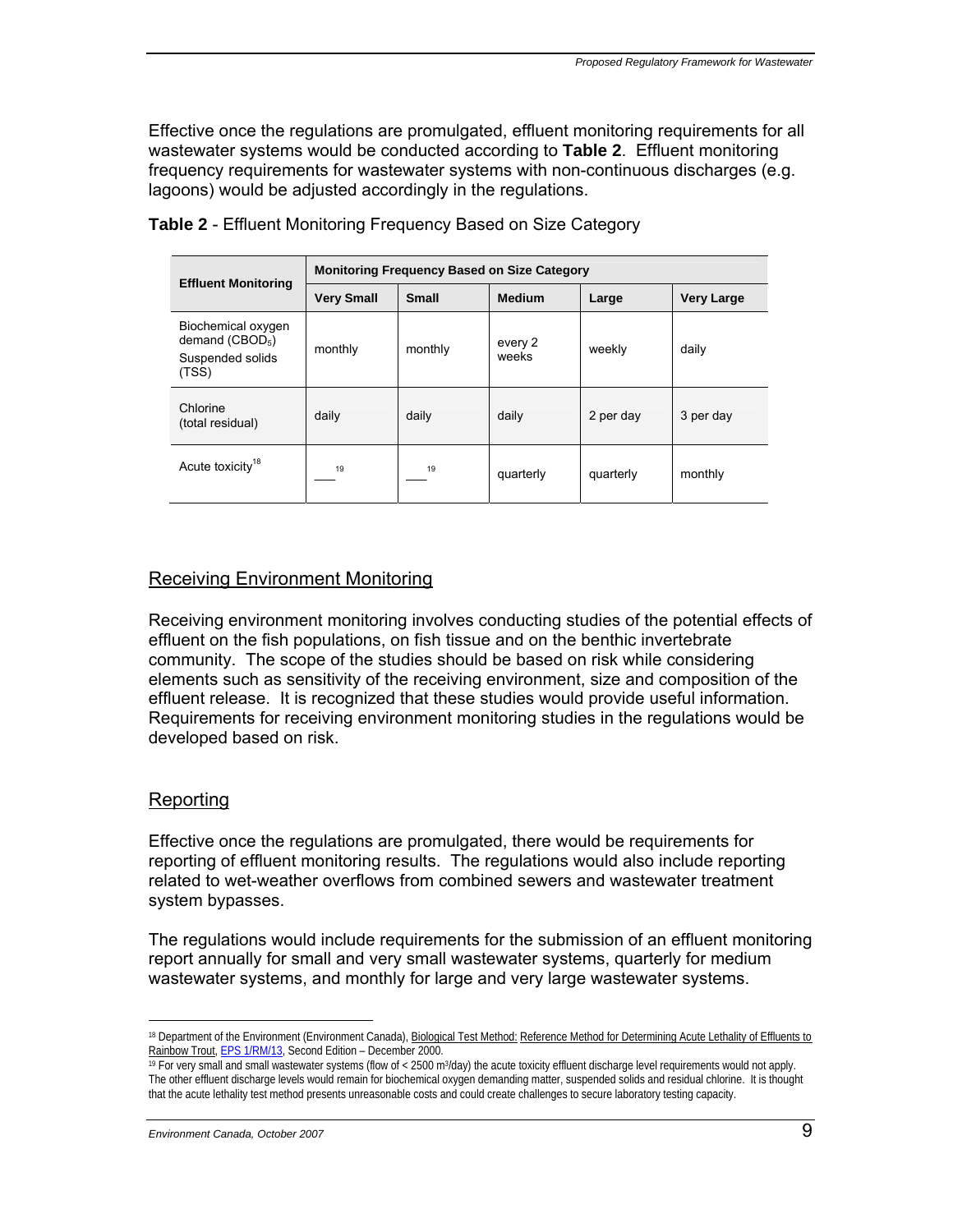Effective once the regulations are promulgated, effluent monitoring requirements for all wastewater systems would be conducted according to **Table 2**. Effluent monitoring frequency requirements for wastewater systems with non-continuous discharges (e.g. lagoons) would be adjusted accordingly in the regulations.

**Table 2** - Effluent Monitoring Frequency Based on Size Category

| Effluent Monitoring | Monitoring Frequency Based on Size Category | | | | |
|---|---|---|---|---|---|
| | Very Small | Small | Medium | Large | Very Large |
| Biochemical oxygen demand ($CBOD_5$) Suspended solids (TSS) | monthly | monthly | every 2 weeks | weekly | daily |
| Chlorine (total residual) | daily | daily | daily | 2 per day | 3 per day |
| Acute toxicity[18] | ___[19] | ___[19] | quarterly | quarterly | monthly |

## Receiving Environment Monitoring

Receiving environment monitoring involves conducting studies of the potential effects of effluent on the fish populations, on fish tissue and on the benthic invertebrate community. The scope of the studies should be based on risk while considering elements such as sensitivity of the receiving environment, size and composition of the effluent release. It is recognized that these studies would provide useful information. Requirements for receiving environment monitoring studies in the regulations would be developed based on risk.

## Reporting

Effective once the regulations are promulgated, there would be requirements for reporting of effluent monitoring results. The regulations would also include reporting related to wet-weather overflows from combined sewers and wastewater treatment system bypasses.

The regulations would include requirements for the submission of an effluent monitoring report annually for small and very small wastewater systems, quarterly for medium wastewater systems, and monthly for large and very large wastewater systems.

---

[18] Department of the Environment (Environment Canada), Biological Test Method: Reference Method for Determining Acute Lethality of Effluents to Rainbow Trout, EPS 1/RM/13, Second Edition – December 2000.

[19] For very small and small wastewater systems (flow of < 2500 $m^3$/day) the acute toxicity effluent discharge level requirements would not apply. The other effluent discharge levels would remain for biochemical oxygen demanding matter, suspended solids and residual chlorine. It is thought that the acute lethality test method presents unreasonable costs and could create challenges to secure laboratory testing capacity.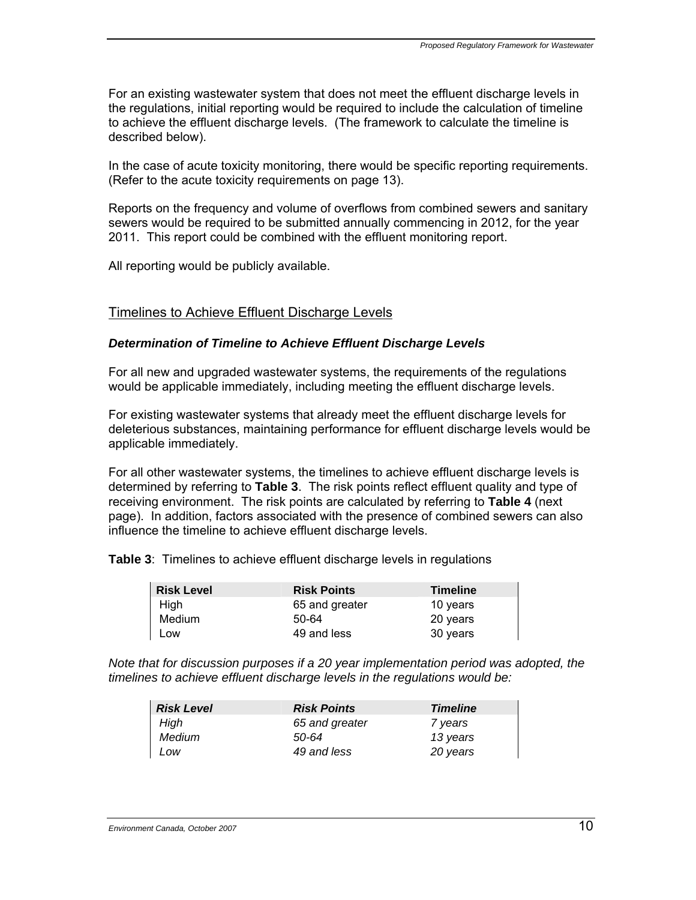For an existing wastewater system that does not meet the effluent discharge levels in the regulations, initial reporting would be required to include the calculation of timeline to achieve the effluent discharge levels. (The framework to calculate the timeline is described below).

In the case of acute toxicity monitoring, there would be specific reporting requirements. (Refer to the acute toxicity requirements on page 13).

Reports on the frequency and volume of overflows from combined sewers and sanitary sewers would be required to be submitted annually commencing in 2012, for the year 2011. This report could be combined with the effluent monitoring report.

All reporting would be publicly available.

## Timelines to Achieve Effluent Discharge Levels

### *Determination of Timeline to Achieve Effluent Discharge Levels*

For all new and upgraded wastewater systems, the requirements of the regulations would be applicable immediately, including meeting the effluent discharge levels.

For existing wastewater systems that already meet the effluent discharge levels for deleterious substances, maintaining performance for effluent discharge levels would be applicable immediately.

For all other wastewater systems, the timelines to achieve effluent discharge levels is determined by referring to **Table 3**. The risk points reflect effluent quality and type of receiving environment. The risk points are calculated by referring to **Table 4** (next page). In addition, factors associated with the presence of combined sewers can also influence the timeline to achieve effluent discharge levels.

**Table 3**: Timelines to achieve effluent discharge levels in regulations

| Risk Level | Risk Points | Timeline |
|---|---|---|
| High | 65 and greater | 10 years |
| Medium | 50-64 | 20 years |
| Low | 49 and less | 30 years |

*Note that for discussion purposes if a 20 year implementation period was adopted, the timelines to achieve effluent discharge levels in the regulations would be:*

| *Risk Level* | *Risk Points* | *Timeline* |
|---|---|---|
| *High* | *65 and greater* | *7 years* |
| *Medium* | *50-64* | *13 years* |
| *Low* | *49 and less* | *20 years* |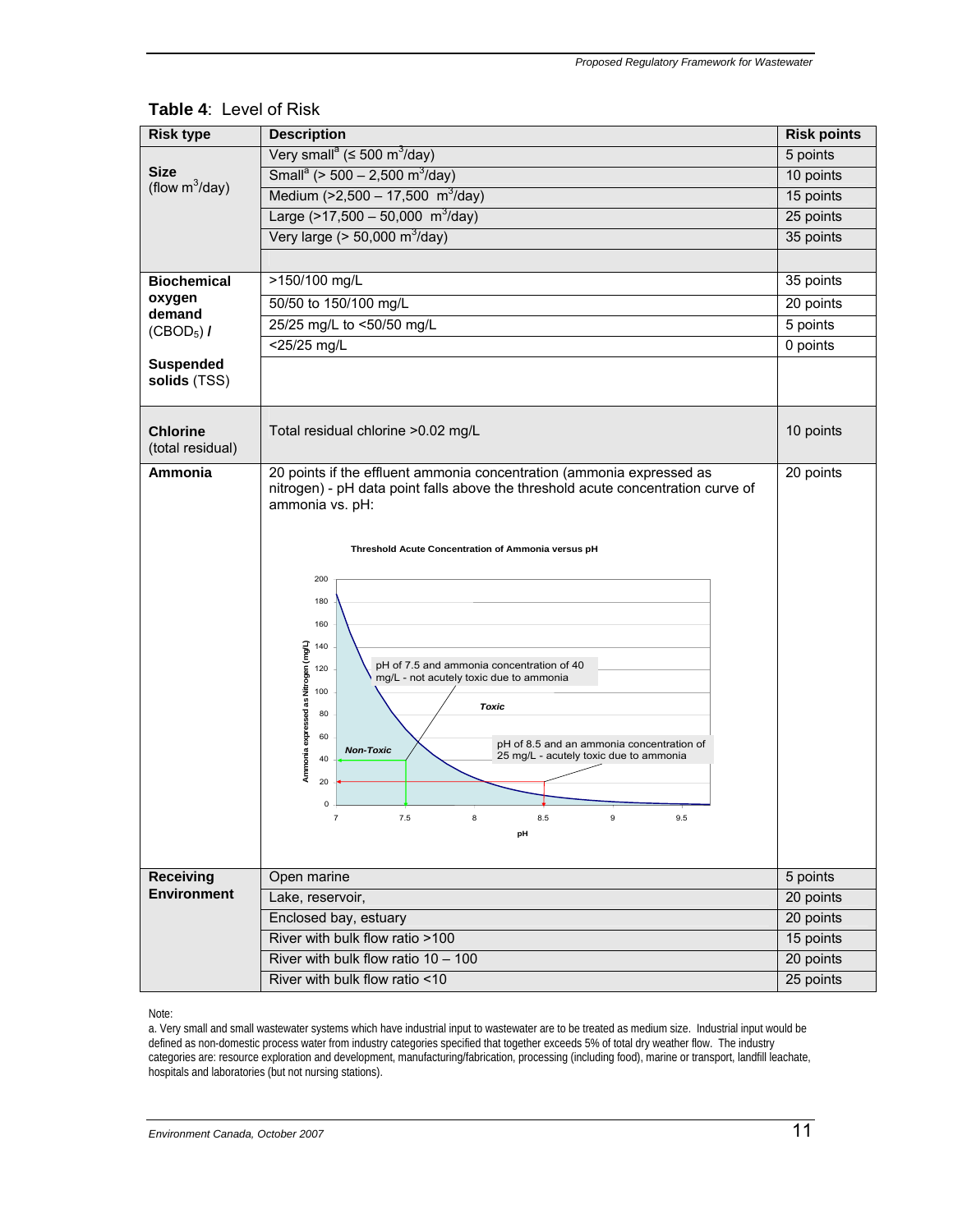**Table 4**: Level of Risk

| Risk type | Description | Risk points |
|---|---|---|
| **Size** (flow $m^3$/day) | Very small[a] (≤ 500 $m^3$/day) | 5 points |
| | Small[a] (> 500 – 2,500 $m^3$/day) | 10 points |
| | Medium (>2,500 – 17,500 $m^3$/day) | 15 points |
| | Large (>17,500 – 50,000 $m^3$/day) | 25 points |
| | Very large (> 50,000 $m^3$/day) | 35 points |
| | | |
| **Biochemical oxygen demand** ($CBOD_5$) **/ Suspended solids** (TSS) | >150/100 mg/L | 35 points |
| | 50/50 to 150/100 mg/L | 20 points |
| | 25/25 mg/L to <50/50 mg/L | 5 points |
| | <25/25 mg/L | 0 points |
| **Chlorine** (total residual) | Total residual chlorine >0.02 mg/L | 10 points |
| **Ammonia** | 20 points if the effluent ammonia concentration (ammonia expressed as nitrogen) - pH data point falls above the threshold acute concentration curve of ammonia vs. pH: | 20 points |
| **Receiving Environment** | Open marine | 5 points |
| | Lake, reservoir, | 20 points |
| | Enclosed bay, estuary | 20 points |
| | River with bulk flow ratio >100 | 15 points |
| | River with bulk flow ratio 10 – 100 | 20 points |
| | River with bulk flow ratio <10 | 25 points |

Threshold Acute Concentration of Ammonia versus pH

(Chart: Ammonia expressed as Nitrogen (mg/L) vs. pH, 7 to 9.5; regions labelled "Non-Toxic" and "Toxic"; annotations: "pH of 7.5 and ammonia concentration of 40 mg/L - not acutely toxic due to ammonia"; "pH of 8.5 and an ammonia concentration of 25 mg/L - acutely toxic due to ammonia")

Note:

a. Very small and small wastewater systems which have industrial input to wastewater are to be treated as medium size. Industrial input would be defined as non-domestic process water from industry categories specified that together exceeds 5% of total dry weather flow. The industry categories are: resource exploration and development, manufacturing/fabrication, processing (including food), marine or transport, landfill leachate, hospitals and laboratories (but not nursing stations).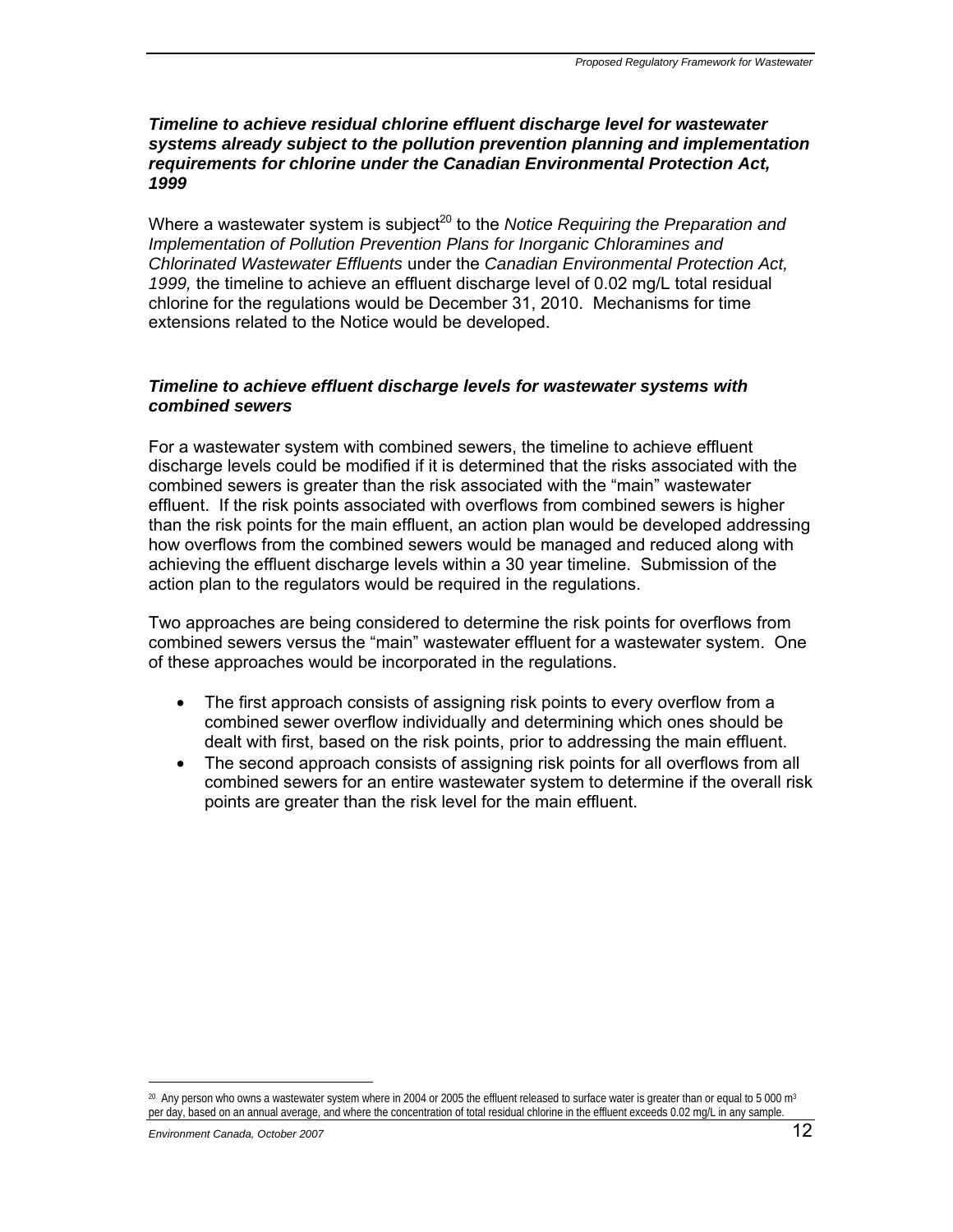***Timeline to achieve residual chlorine effluent discharge level for wastewater systems already subject to the pollution prevention planning and implementation requirements for chlorine under the Canadian Environmental Protection Act, 1999***

Where a wastewater system is subject[20] to the *Notice Requiring the Preparation and Implementation of Pollution Prevention Plans for Inorganic Chloramines and Chlorinated Wastewater Effluents* under the *Canadian Environmental Protection Act, 1999,* the timeline to achieve an effluent discharge level of 0.02 mg/L total residual chlorine for the regulations would be December 31, 2010. Mechanisms for time extensions related to the Notice would be developed.

***Timeline to achieve effluent discharge levels for wastewater systems with combined sewers***

For a wastewater system with combined sewers, the timeline to achieve effluent discharge levels could be modified if it is determined that the risks associated with the combined sewers is greater than the risk associated with the "main" wastewater effluent. If the risk points associated with overflows from combined sewers is higher than the risk points for the main effluent, an action plan would be developed addressing how overflows from the combined sewers would be managed and reduced along with achieving the effluent discharge levels within a 30 year timeline. Submission of the action plan to the regulators would be required in the regulations.

Two approaches are being considered to determine the risk points for overflows from combined sewers versus the "main" wastewater effluent for a wastewater system. One of these approaches would be incorporated in the regulations.

- The first approach consists of assigning risk points to every overflow from a combined sewer overflow individually and determining which ones should be dealt with first, based on the risk points, prior to addressing the main effluent.
- The second approach consists of assigning risk points for all overflows from all combined sewers for an entire wastewater system to determine if the overall risk points are greater than the risk level for the main effluent.

[20] Any person who owns a wastewater system where in 2004 or 2005 the effluent released to surface water is greater than or equal to 5 000 $m^3$ per day, based on an annual average, and where the concentration of total residual chlorine in the effluent exceeds 0.02 mg/L in any sample.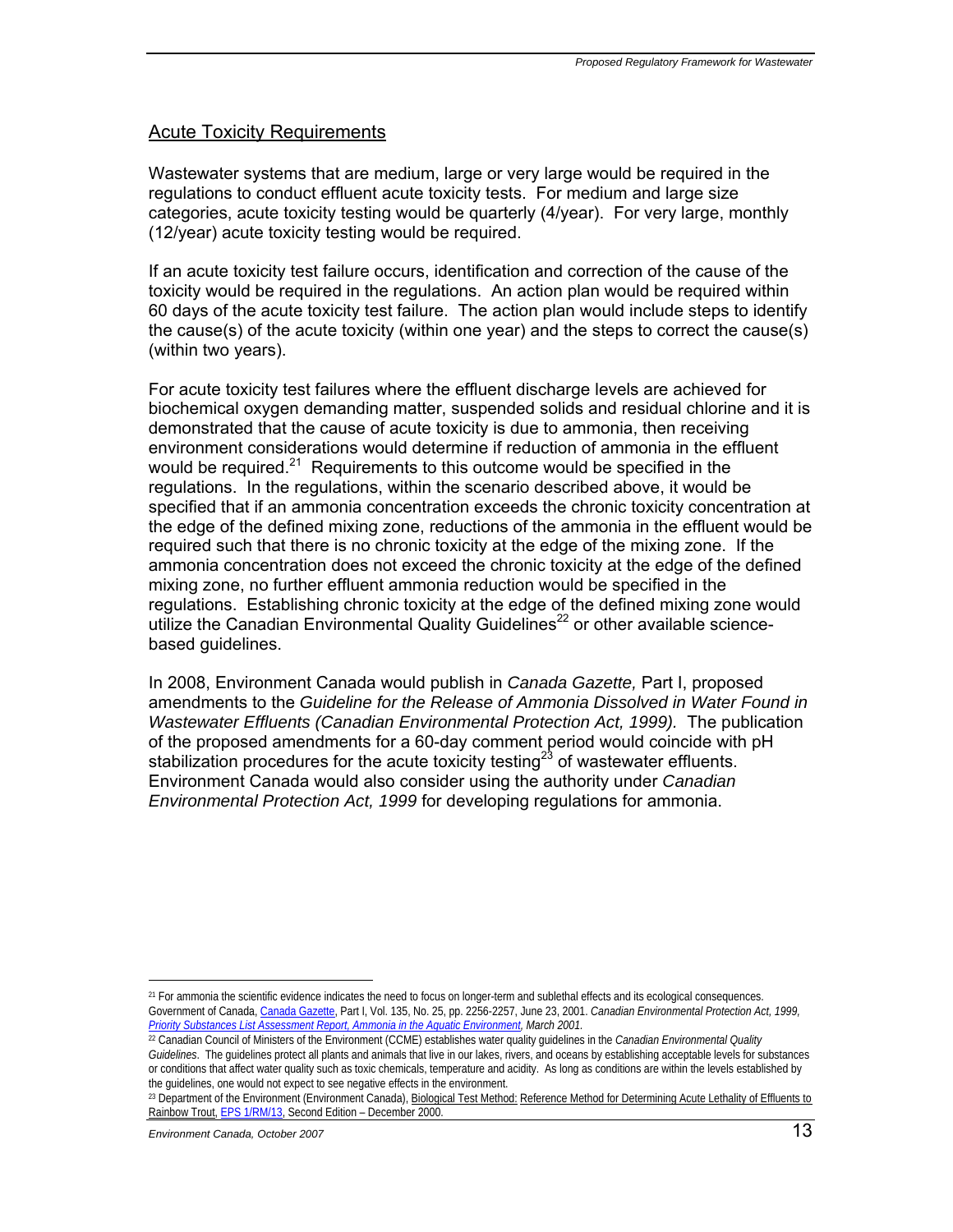## Acute Toxicity Requirements

Wastewater systems that are medium, large or very large would be required in the regulations to conduct effluent acute toxicity tests. For medium and large size categories, acute toxicity testing would be quarterly (4/year). For very large, monthly (12/year) acute toxicity testing would be required.

If an acute toxicity test failure occurs, identification and correction of the cause of the toxicity would be required in the regulations. An action plan would be required within 60 days of the acute toxicity test failure. The action plan would include steps to identify the cause(s) of the acute toxicity (within one year) and the steps to correct the cause(s) (within two years).

For acute toxicity test failures where the effluent discharge levels are achieved for biochemical oxygen demanding matter, suspended solids and residual chlorine and it is demonstrated that the cause of acute toxicity is due to ammonia, then receiving environment considerations would determine if reduction of ammonia in the effluent would be required.[21] Requirements to this outcome would be specified in the regulations. In the regulations, within the scenario described above, it would be specified that if an ammonia concentration exceeds the chronic toxicity concentration at the edge of the defined mixing zone, reductions of the ammonia in the effluent would be required such that there is no chronic toxicity at the edge of the mixing zone. If the ammonia concentration does not exceed the chronic toxicity at the edge of the defined mixing zone, no further effluent ammonia reduction would be specified in the regulations. Establishing chronic toxicity at the edge of the defined mixing zone would utilize the Canadian Environmental Quality Guidelines[22] or other available science-based guidelines.

In 2008, Environment Canada would publish in *Canada Gazette,* Part I, proposed amendments to the *Guideline for the Release of Ammonia Dissolved in Water Found in Wastewater Effluents (Canadian Environmental Protection Act, 1999).* The publication of the proposed amendments for a 60-day comment period would coincide with pH stabilization procedures for the acute toxicity testing[23] of wastewater effluents. Environment Canada would also consider using the authority under *Canadian Environmental Protection Act, 1999* for developing regulations for ammonia.

---

[21] For ammonia the scientific evidence indicates the need to focus on longer-term and sublethal effects and its ecological consequences. Government of Canada, Canada Gazette, Part I, Vol. 135, No. 25, pp. 2256-2257, June 23, 2001. *Canadian Environmental Protection Act, 1999, Priority Substances List Assessment Report, Ammonia in the Aquatic Environment, March 2001.*

[22] Canadian Council of Ministers of the Environment (CCME) establishes water quality guidelines in the *Canadian Environmental Quality Guidelines*. The guidelines protect all plants and animals that live in our lakes, rivers, and oceans by establishing acceptable levels for substances or conditions that affect water quality such as toxic chemicals, temperature and acidity. As long as conditions are within the levels established by the guidelines, one would not expect to see negative effects in the environment.

[23] Department of the Environment (Environment Canada), Biological Test Method: Reference Method for Determining Acute Lethality of Effluents to Rainbow Trout, EPS 1/RM/13, Second Edition – December 2000.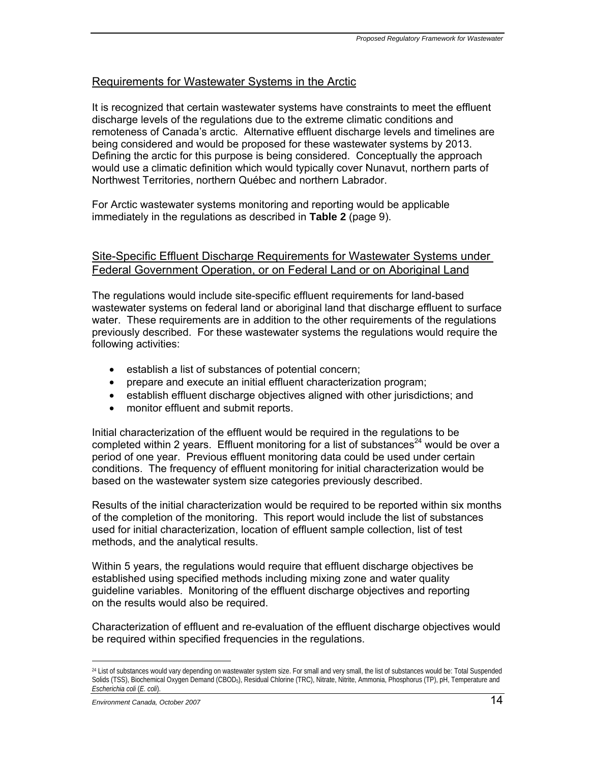## Requirements for Wastewater Systems in the Arctic

It is recognized that certain wastewater systems have constraints to meet the effluent discharge levels of the regulations due to the extreme climatic conditions and remoteness of Canada's arctic. Alternative effluent discharge levels and timelines are being considered and would be proposed for these wastewater systems by 2013. Defining the arctic for this purpose is being considered. Conceptually the approach would use a climatic definition which would typically cover Nunavut, northern parts of Northwest Territories, northern Québec and northern Labrador.

For Arctic wastewater systems monitoring and reporting would be applicable immediately in the regulations as described in **Table 2** (page 9).

## Site-Specific Effluent Discharge Requirements for Wastewater Systems under Federal Government Operation, or on Federal Land or on Aboriginal Land

The regulations would include site-specific effluent requirements for land-based wastewater systems on federal land or aboriginal land that discharge effluent to surface water. These requirements are in addition to the other requirements of the regulations previously described. For these wastewater systems the regulations would require the following activities:

- establish a list of substances of potential concern;
- prepare and execute an initial effluent characterization program;
- establish effluent discharge objectives aligned with other jurisdictions; and
- monitor effluent and submit reports.

Initial characterization of the effluent would be required in the regulations to be completed within 2 years. Effluent monitoring for a list of substances[24] would be over a period of one year. Previous effluent monitoring data could be used under certain conditions. The frequency of effluent monitoring for initial characterization would be based on the wastewater system size categories previously described.

Results of the initial characterization would be required to be reported within six months of the completion of the monitoring. This report would include the list of substances used for initial characterization, location of effluent sample collection, list of test methods, and the analytical results.

Within 5 years, the regulations would require that effluent discharge objectives be established using specified methods including mixing zone and water quality guideline variables. Monitoring of the effluent discharge objectives and reporting on the results would also be required.

Characterization of effluent and re-evaluation of the effluent discharge objectives would be required within specified frequencies in the regulations.

---

[24] List of substances would vary depending on wastewater system size. For small and very small, the list of substances would be: Total Suspended Solids (TSS), Biochemical Oxygen Demand ($CBOD_5$), Residual Chlorine (TRC), Nitrate, Nitrite, Ammonia, Phosphorus (TP), pH, Temperature and *Escherichia coli* (*E. coli*).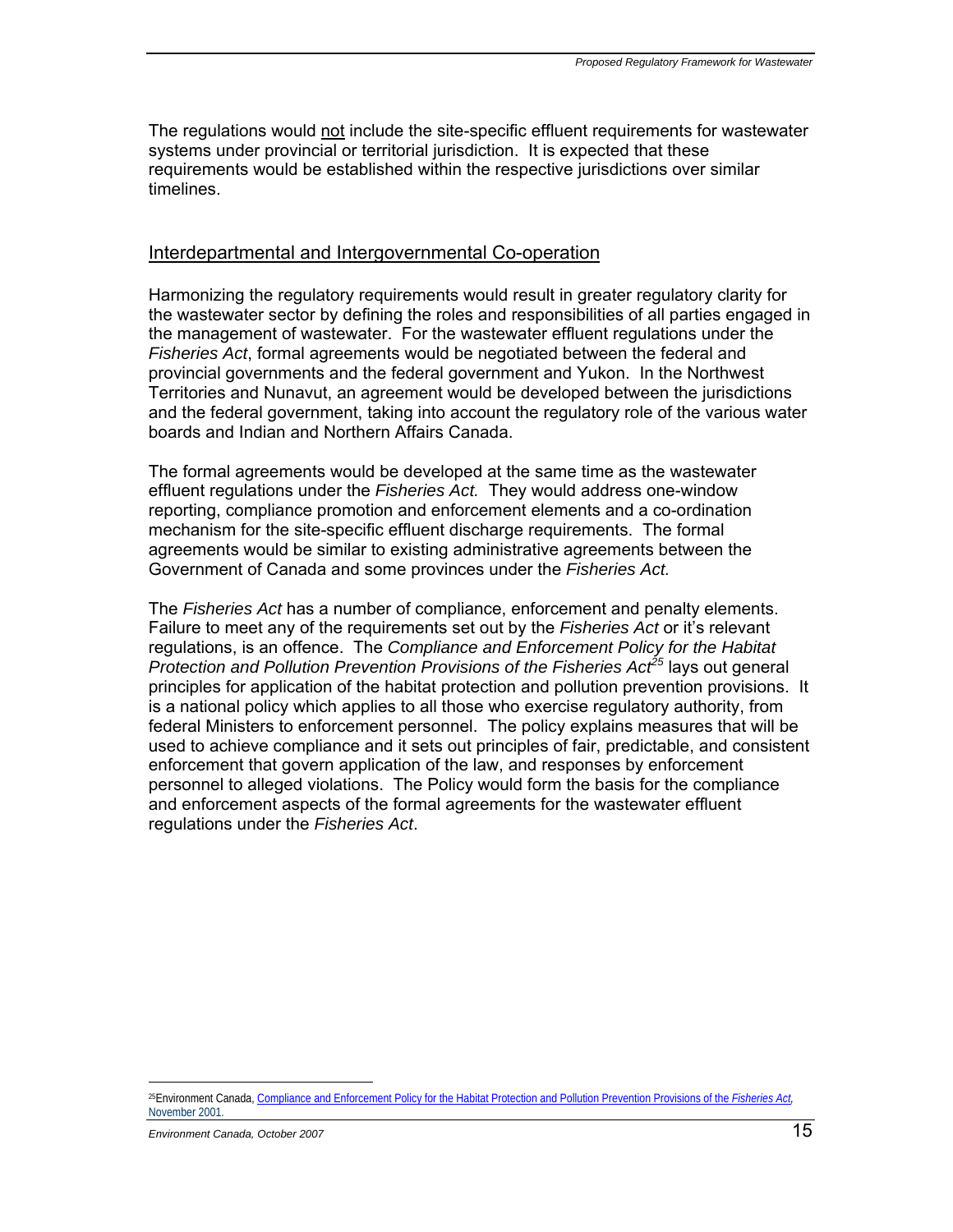The regulations would not include the site-specific effluent requirements for wastewater systems under provincial or territorial jurisdiction. It is expected that these requirements would be established within the respective jurisdictions over similar timelines.

## Interdepartmental and Intergovernmental Co-operation

Harmonizing the regulatory requirements would result in greater regulatory clarity for the wastewater sector by defining the roles and responsibilities of all parties engaged in the management of wastewater. For the wastewater effluent regulations under the *Fisheries Act*, formal agreements would be negotiated between the federal and provincial governments and the federal government and Yukon. In the Northwest Territories and Nunavut, an agreement would be developed between the jurisdictions and the federal government, taking into account the regulatory role of the various water boards and Indian and Northern Affairs Canada.

The formal agreements would be developed at the same time as the wastewater effluent regulations under the *Fisheries Act.* They would address one-window reporting, compliance promotion and enforcement elements and a co-ordination mechanism for the site-specific effluent discharge requirements. The formal agreements would be similar to existing administrative agreements between the Government of Canada and some provinces under the *Fisheries Act.*

The *Fisheries Act* has a number of compliance, enforcement and penalty elements. Failure to meet any of the requirements set out by the *Fisheries Act* or it's relevant regulations, is an offence. The *Compliance and Enforcement Policy for the Habitat Protection and Pollution Prevention Provisions of the Fisheries Act*[25] lays out general principles for application of the habitat protection and pollution prevention provisions. It is a national policy which applies to all those who exercise regulatory authority, from federal Ministers to enforcement personnel. The policy explains measures that will be used to achieve compliance and it sets out principles of fair, predictable, and consistent enforcement that govern application of the law, and responses by enforcement personnel to alleged violations. The Policy would form the basis for the compliance and enforcement aspects of the formal agreements for the wastewater effluent regulations under the *Fisheries Act*.

---

[25] Environment Canada, Compliance and Enforcement Policy for the Habitat Protection and Pollution Prevention Provisions of the *Fisheries Act*, November 2001.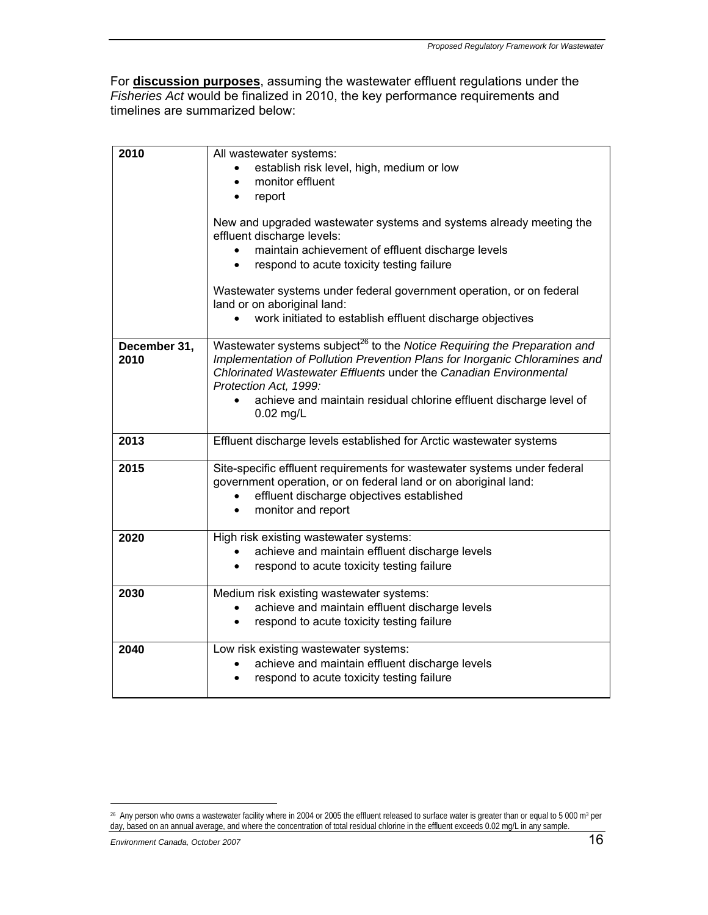For **discussion purposes**, assuming the wastewater effluent regulations under the *Fisheries Act* would be finalized in 2010, the key performance requirements and timelines are summarized below:

| | |
|---|---|
| **2010** | All wastewater systems:<br>• establish risk level, high, medium or low<br>• monitor effluent<br>• report<br><br>New and upgraded wastewater systems and systems already meeting the effluent discharge levels:<br>• maintain achievement of effluent discharge levels<br>• respond to acute toxicity testing failure<br><br>Wastewater systems under federal government operation, or on federal land or on aboriginal land:<br>• work initiated to establish effluent discharge objectives |
| **December 31, 2010** | Wastewater systems subject[26] to the *Notice Requiring the Preparation and Implementation of Pollution Prevention Plans for Inorganic Chloramines and Chlorinated Wastewater Effluents* under the *Canadian Environmental Protection Act, 1999:*<br>• achieve and maintain residual chlorine effluent discharge level of 0.02 mg/L |
| **2013** | Effluent discharge levels established for Arctic wastewater systems |
| **2015** | Site-specific effluent requirements for wastewater systems under federal government operation, or on federal land or on aboriginal land:<br>• effluent discharge objectives established<br>• monitor and report |
| **2020** | High risk existing wastewater systems:<br>• achieve and maintain effluent discharge levels<br>• respond to acute toxicity testing failure |
| **2030** | Medium risk existing wastewater systems:<br>• achieve and maintain effluent discharge levels<br>• respond to acute toxicity testing failure |
| **2040** | Low risk existing wastewater systems:<br>• achieve and maintain effluent discharge levels<br>• respond to acute toxicity testing failure |

[26] Any person who owns a wastewater facility where in 2004 or 2005 the effluent released to surface water is greater than or equal to 5 000 $m^3$ per day, based on an annual average, and where the concentration of total residual chlorine in the effluent exceeds 0.02 mg/L in any sample.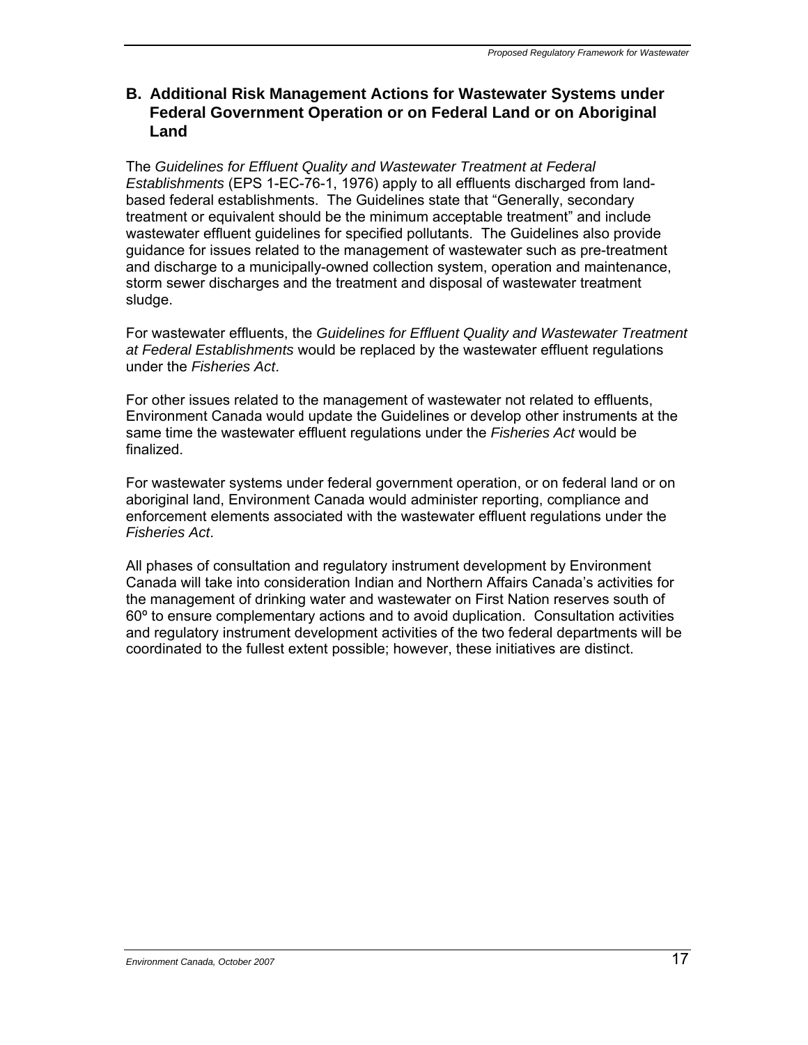## B. Additional Risk Management Actions for Wastewater Systems under Federal Government Operation or on Federal Land or on Aboriginal Land

The *Guidelines for Effluent Quality and Wastewater Treatment at Federal Establishments* (EPS 1-EC-76-1, 1976) apply to all effluents discharged from land-based federal establishments. The Guidelines state that "Generally, secondary treatment or equivalent should be the minimum acceptable treatment" and include wastewater effluent guidelines for specified pollutants. The Guidelines also provide guidance for issues related to the management of wastewater such as pre-treatment and discharge to a municipally-owned collection system, operation and maintenance, storm sewer discharges and the treatment and disposal of wastewater treatment sludge.

For wastewater effluents, the *Guidelines for Effluent Quality and Wastewater Treatment at Federal Establishments* would be replaced by the wastewater effluent regulations under the *Fisheries Act*.

For other issues related to the management of wastewater not related to effluents, Environment Canada would update the Guidelines or develop other instruments at the same time the wastewater effluent regulations under the *Fisheries Act* would be finalized.

For wastewater systems under federal government operation, or on federal land or on aboriginal land, Environment Canada would administer reporting, compliance and enforcement elements associated with the wastewater effluent regulations under the *Fisheries Act*.

All phases of consultation and regulatory instrument development by Environment Canada will take into consideration Indian and Northern Affairs Canada's activities for the management of drinking water and wastewater on First Nation reserves south of 60º to ensure complementary actions and to avoid duplication. Consultation activities and regulatory instrument development activities of the two federal departments will be coordinated to the fullest extent possible; however, these initiatives are distinct.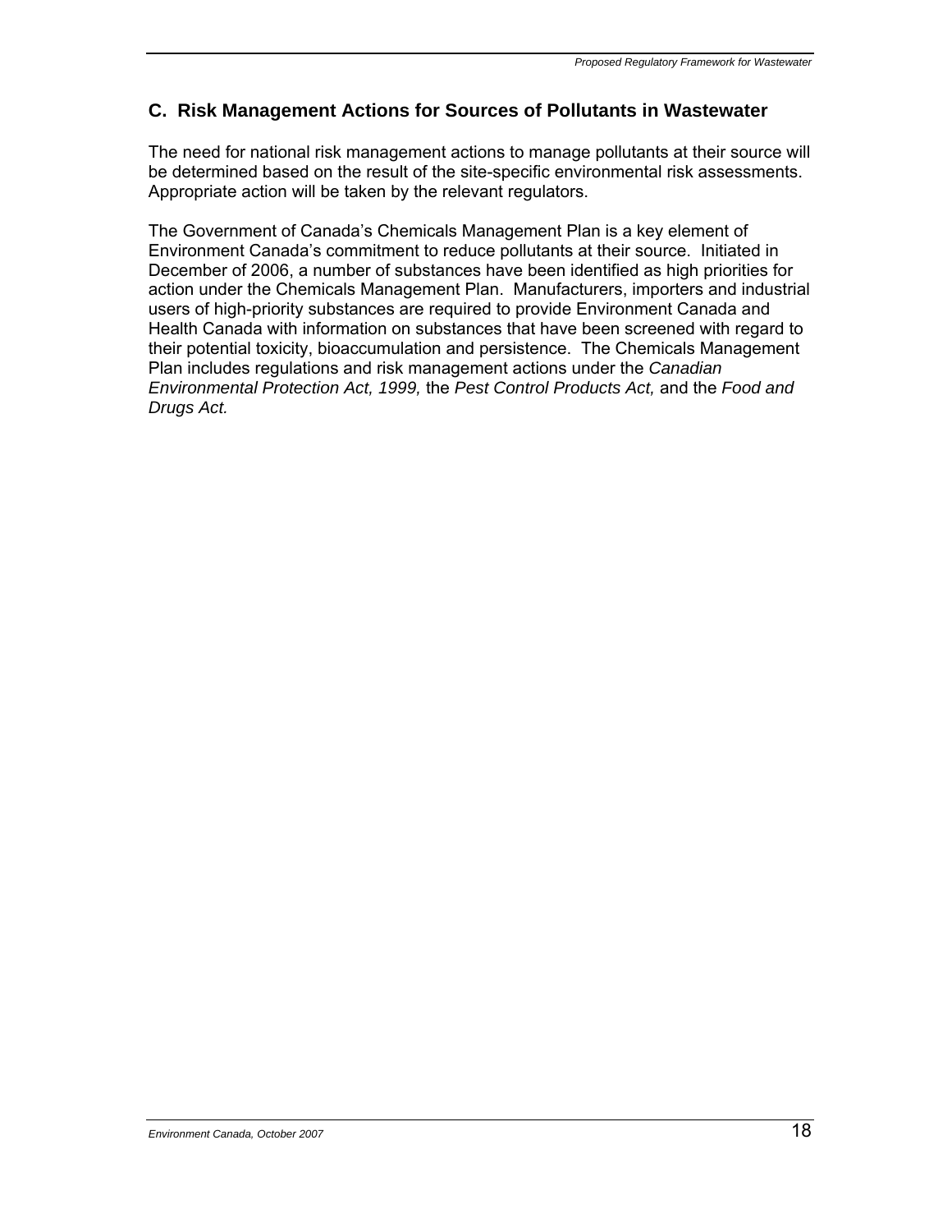## C. Risk Management Actions for Sources of Pollutants in Wastewater

The need for national risk management actions to manage pollutants at their source will be determined based on the result of the site-specific environmental risk assessments. Appropriate action will be taken by the relevant regulators.

The Government of Canada's Chemicals Management Plan is a key element of Environment Canada's commitment to reduce pollutants at their source. Initiated in December of 2006, a number of substances have been identified as high priorities for action under the Chemicals Management Plan. Manufacturers, importers and industrial users of high-priority substances are required to provide Environment Canada and Health Canada with information on substances that have been screened with regard to their potential toxicity, bioaccumulation and persistence. The Chemicals Management Plan includes regulations and risk management actions under the *Canadian Environmental Protection Act, 1999,* the *Pest Control Products Act,* and the *Food and Drugs Act.*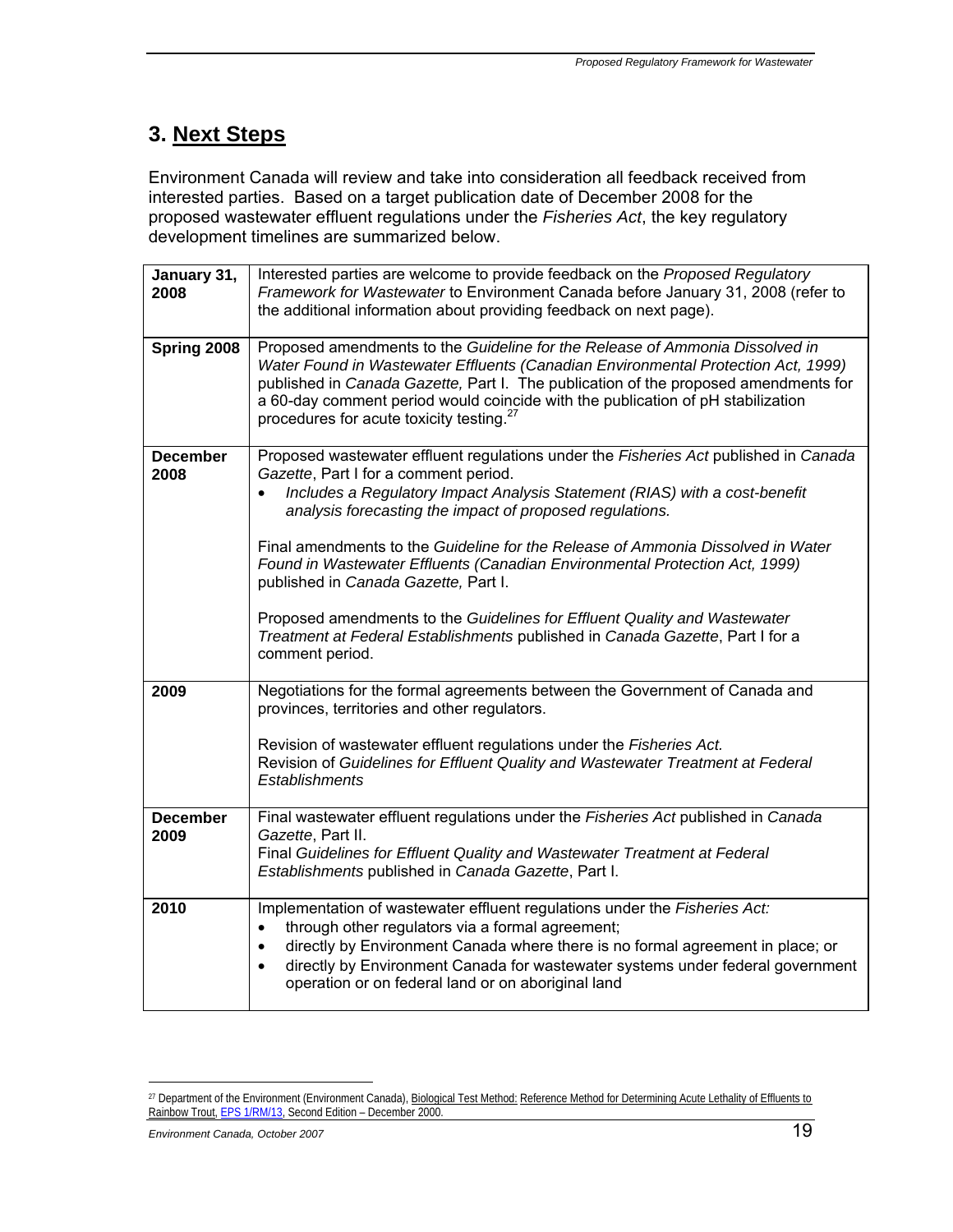## 3. Next Steps

Environment Canada will review and take into consideration all feedback received from interested parties. Based on a target publication date of December 2008 for the proposed wastewater effluent regulations under the *Fisheries Act*, the key regulatory development timelines are summarized below.

| | |
|---|---|
| **January 31, 2008** | Interested parties are welcome to provide feedback on the *Proposed Regulatory Framework for Wastewater* to Environment Canada before January 31, 2008 (refer to the additional information about providing feedback on next page). |
| **Spring 2008** | Proposed amendments to the *Guideline for the Release of Ammonia Dissolved in Water Found in Wastewater Effluents (Canadian Environmental Protection Act, 1999)* published in *Canada Gazette,* Part I. The publication of the proposed amendments for a 60-day comment period would coincide with the publication of pH stabilization procedures for acute toxicity testing.[27] |
| **December 2008** | Proposed wastewater effluent regulations under the *Fisheries Act* published in *Canada Gazette*, Part I for a comment period.<br>• *Includes a Regulatory Impact Analysis Statement (RIAS) with a cost-benefit analysis forecasting the impact of proposed regulations.*<br><br>Final amendments to the *Guideline for the Release of Ammonia Dissolved in Water Found in Wastewater Effluents (Canadian Environmental Protection Act, 1999)* published in *Canada Gazette,* Part I.<br><br>Proposed amendments to the *Guidelines for Effluent Quality and Wastewater Treatment at Federal Establishments* published in *Canada Gazette*, Part I for a comment period. |
| **2009** | Negotiations for the formal agreements between the Government of Canada and provinces, territories and other regulators.<br><br>Revision of wastewater effluent regulations under the *Fisheries Act.*<br>Revision of *Guidelines for Effluent Quality and Wastewater Treatment at Federal Establishments* |
| **December 2009** | Final wastewater effluent regulations under the *Fisheries Act* published in *Canada Gazette*, Part II.<br>Final *Guidelines for Effluent Quality and Wastewater Treatment at Federal Establishments* published in *Canada Gazette*, Part I. |
| **2010** | Implementation of wastewater effluent regulations under the *Fisheries Act:*<br>• through other regulators via a formal agreement;<br>• directly by Environment Canada where there is no formal agreement in place; or<br>• directly by Environment Canada for wastewater systems under federal government operation or on federal land or on aboriginal land |

[27] Department of the Environment (Environment Canada), Biological Test Method: Reference Method for Determining Acute Lethality of Effluents to Rainbow Trout, EPS 1/RM/13, Second Edition – December 2000.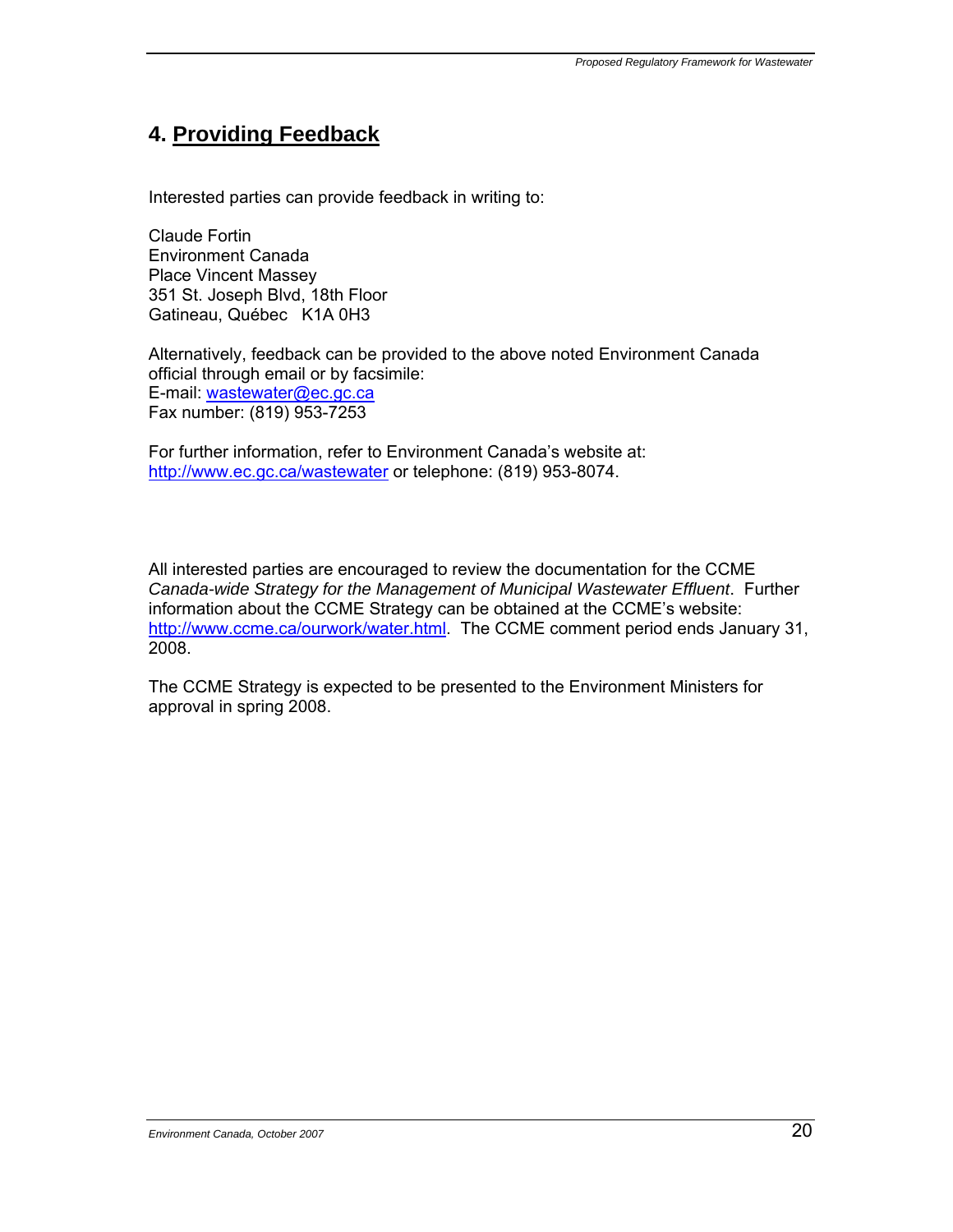# 4. Providing Feedback

Interested parties can provide feedback in writing to:

Claude Fortin
Environment Canada
Place Vincent Massey
351 St. Joseph Blvd, 18th Floor
Gatineau, Québec K1A 0H3

Alternatively, feedback can be provided to the above noted Environment Canada official through email or by facsimile:
E-mail: wastewater@ec.gc.ca
Fax number: (819) 953-7253

For further information, refer to Environment Canada's website at: http://www.ec.gc.ca/wastewater or telephone: (819) 953-8074.

All interested parties are encouraged to review the documentation for the CCME *Canada-wide Strategy for the Management of Municipal Wastewater Effluent*. Further information about the CCME Strategy can be obtained at the CCME's website: http://www.ccme.ca/ourwork/water.html. The CCME comment period ends January 31, 2008.

The CCME Strategy is expected to be presented to the Environment Ministers for approval in spring 2008.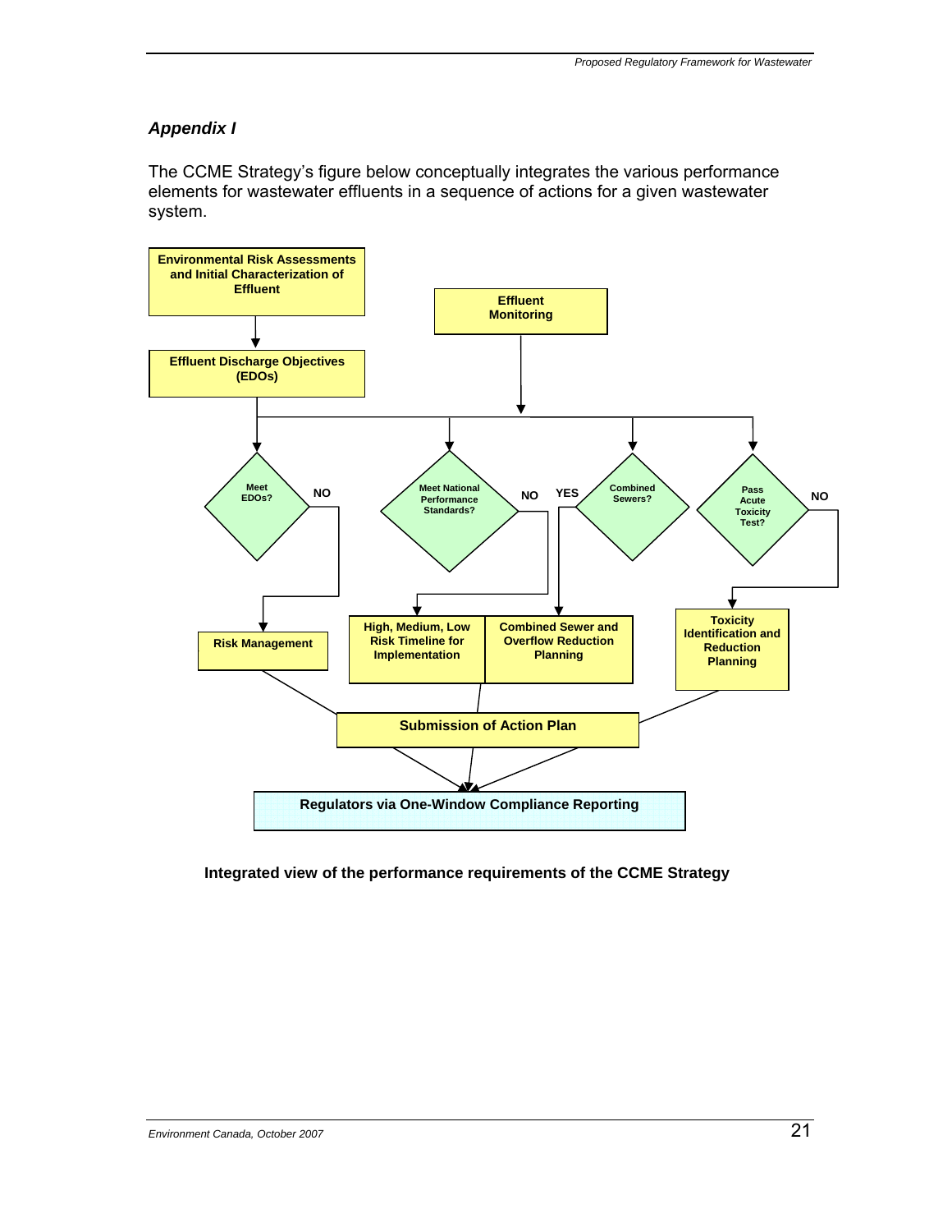## *Appendix I*

The CCME Strategy's figure below conceptually integrates the various performance elements for wastewater effluents in a sequence of actions for a given wastewater system.

Environmental Risk Assessments and Initial Characterization of Effluent

Effluent Monitoring

Effluent Discharge Objectives (EDOs)

Meet EDOs?

NO

Meet National Performance Standards?

NO

YES

Combined Sewers?

Pass Acute Toxicity Test?

NO

Risk Management

High, Medium, Low Risk Timeline for Implementation

Combined Sewer and Overflow Reduction Planning

Toxicity Identification and Reduction Planning

Submission of Action Plan

Regulators via One-Window Compliance Reporting

**Integrated view of the performance requirements of the CCME Strategy**